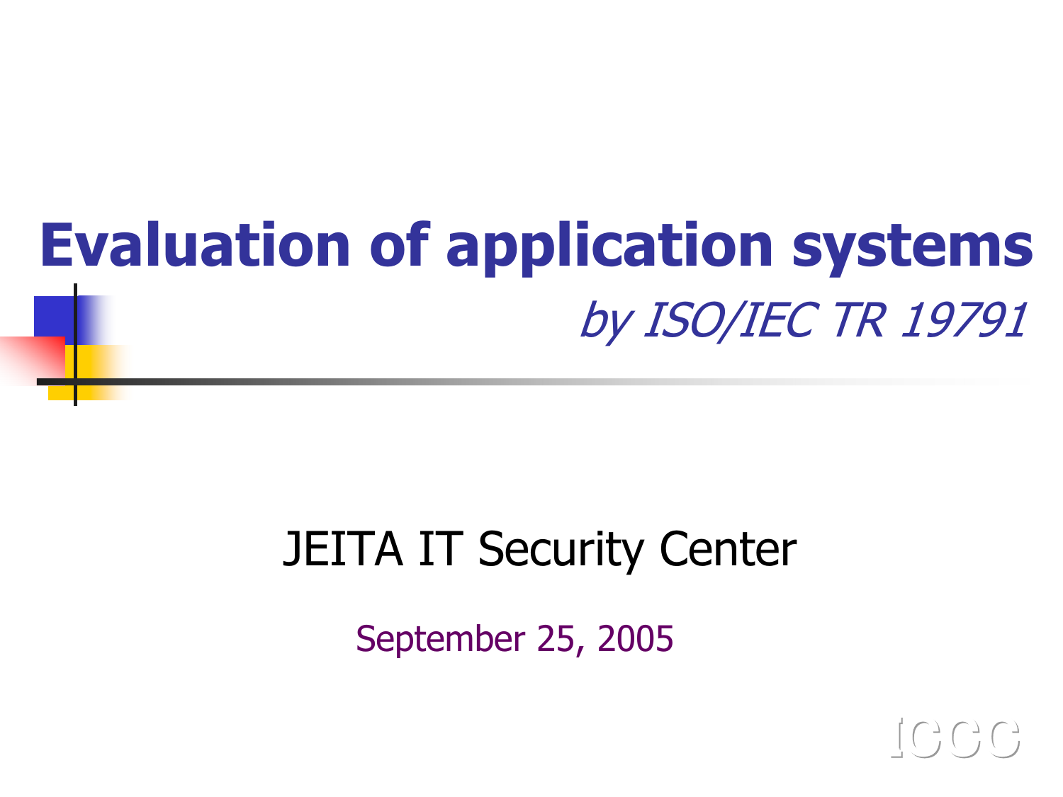# Evaluation of application systems

*by ISO/IEC TR 19791*

JEITA IT Security Center

September 25, 2005

ICCC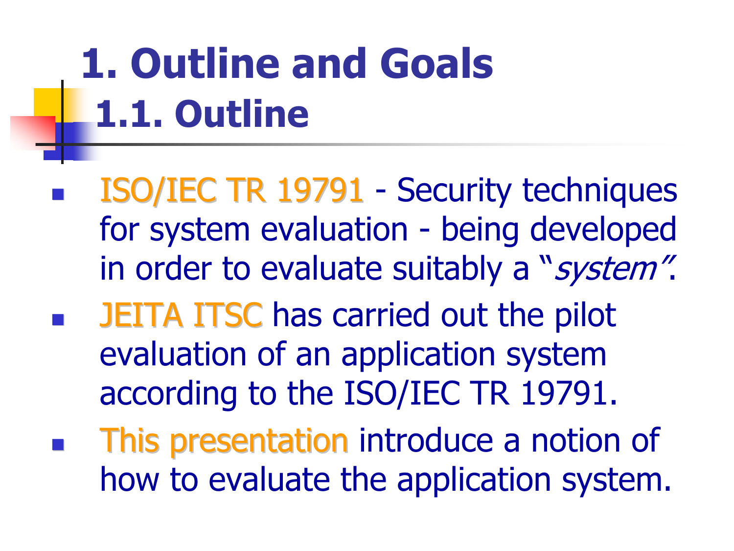# 1. Outline and Goals

## 1.1. Outline

- ISO/IEC TR 19791 - Security techniques for system evaluation - being developed in order to evaluate suitably a "*system*".
- JEITA ITSC has carried out the pilot evaluation of an application system according to the ISO/IEC TR 19791.
- This presentation introduce a notion of how to evaluate the application system.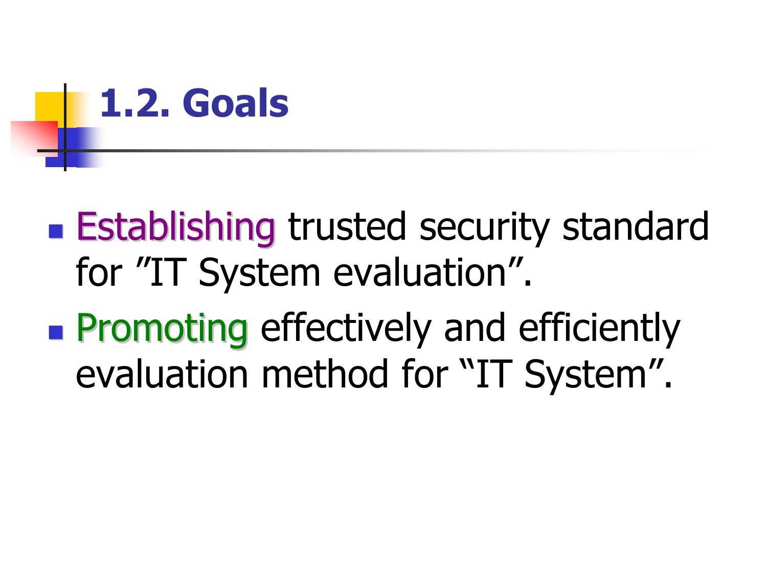# 1.2. Goals

- Establishing trusted security standard for ″IT System evaluation″.
- Promoting effectively and efficiently evaluation method for “IT System”.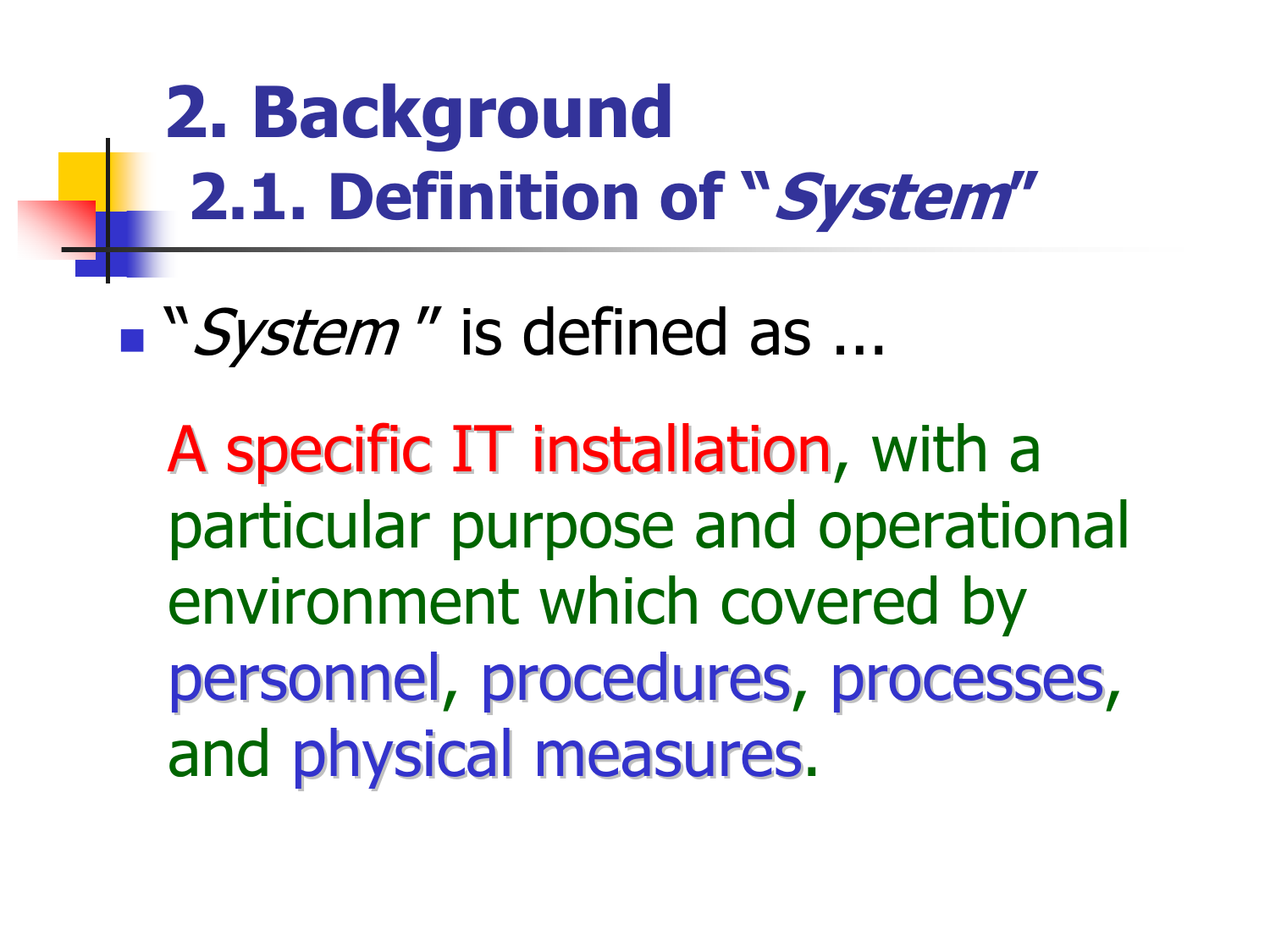# 2. Background

## 2.1. Definition of "*System*"

- "*System* " is defined as ...

  A specific IT installation, with a particular purpose and operational environment which covered by personnel, procedures, processes, and physical measures.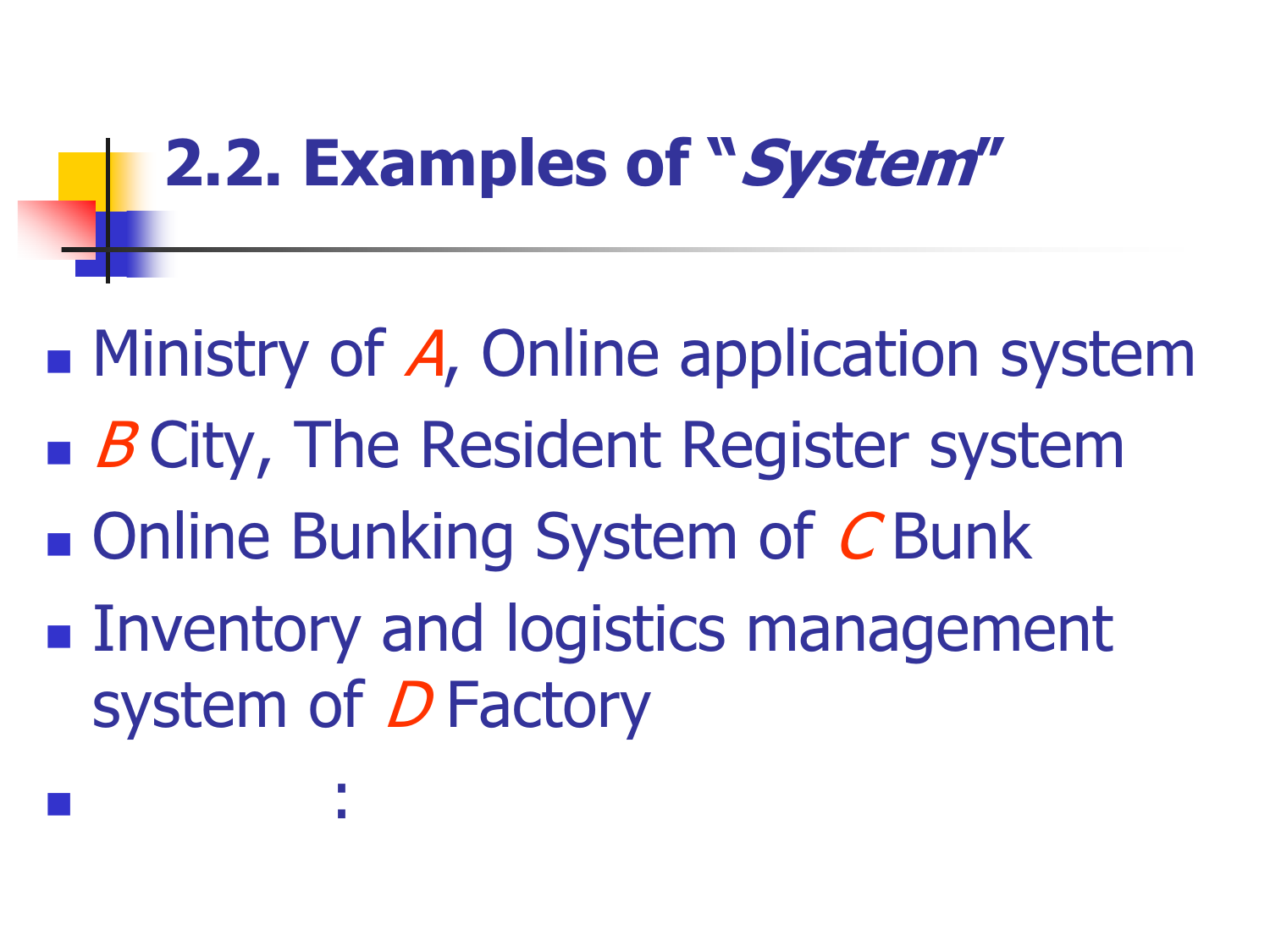## 2.2. Examples of "*System*"

- Ministry of *A*, Online application system
- *B* City, The Resident Register system
- Online Bunking System of *C* Bunk
- Inventory and logistics management system of *D* Factory
- :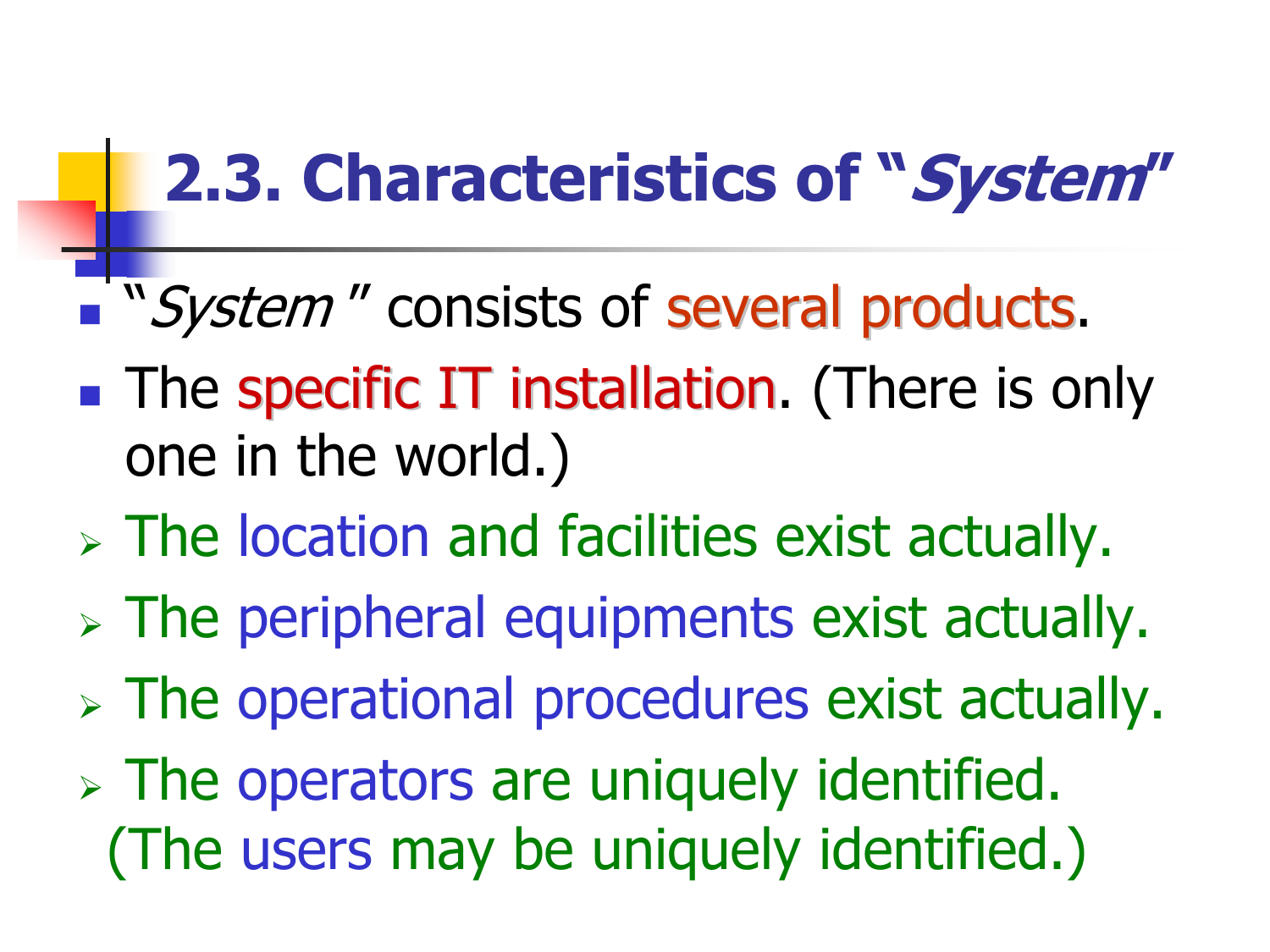## 2.3. Characteristics of "*System*"

- "*System* " consists of several products.
- The specific IT installation. (There is only one in the world.)
  - The location and facilities exist actually.
  - The peripheral equipments exist actually.
  - The operational procedures exist actually.
  - The operators are uniquely identified. (The users may be uniquely identified.)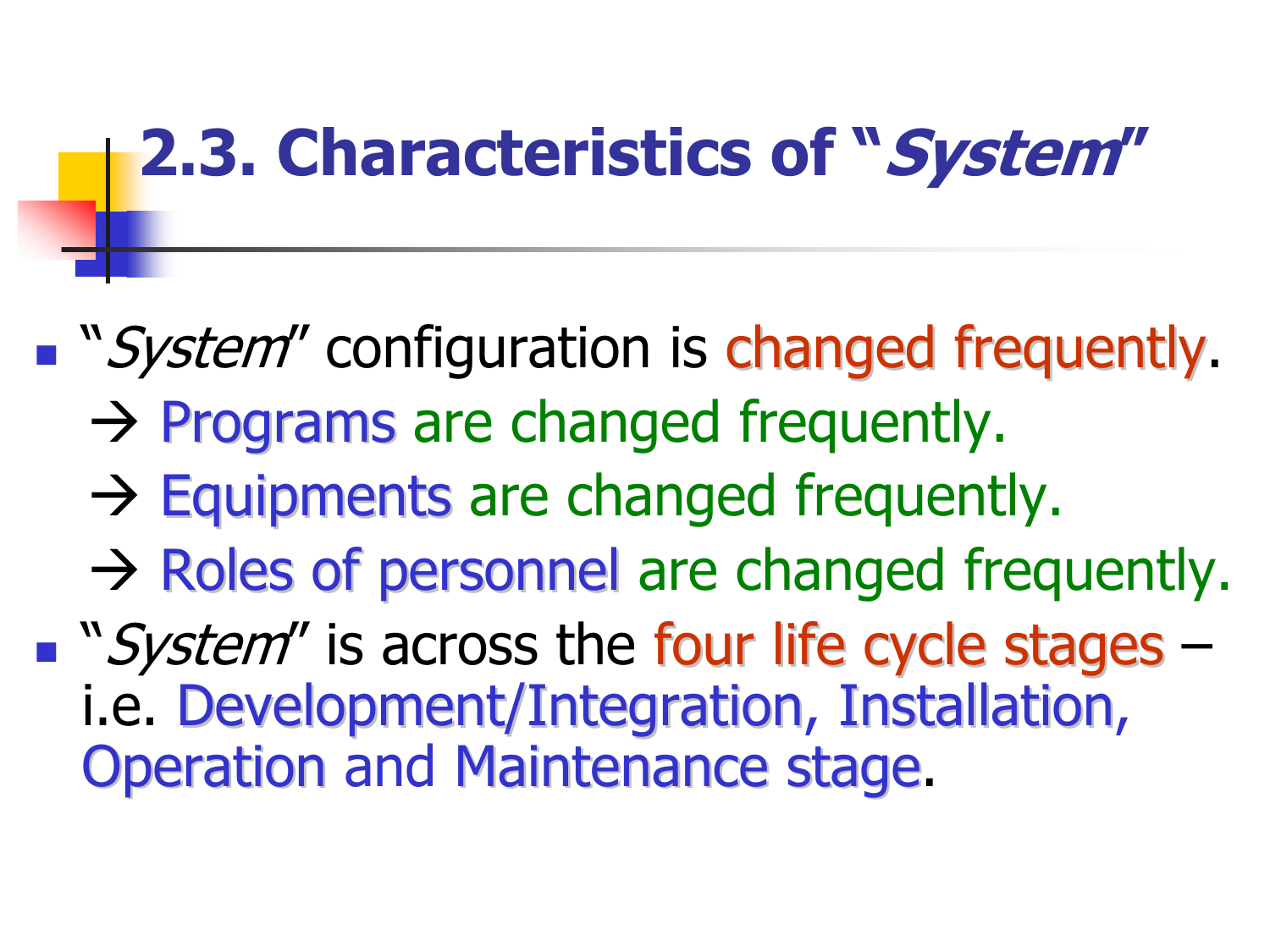## 2.3. Characteristics of "*System*"

- "*System*" configuration is changed frequently.
  - → Programs are changed frequently.
  - → Equipments are changed frequently.
  - → Roles of personnel are changed frequently.
- "*System*" is across the four life cycle stages – i.e. Development/Integration, Installation, Operation and Maintenance stage.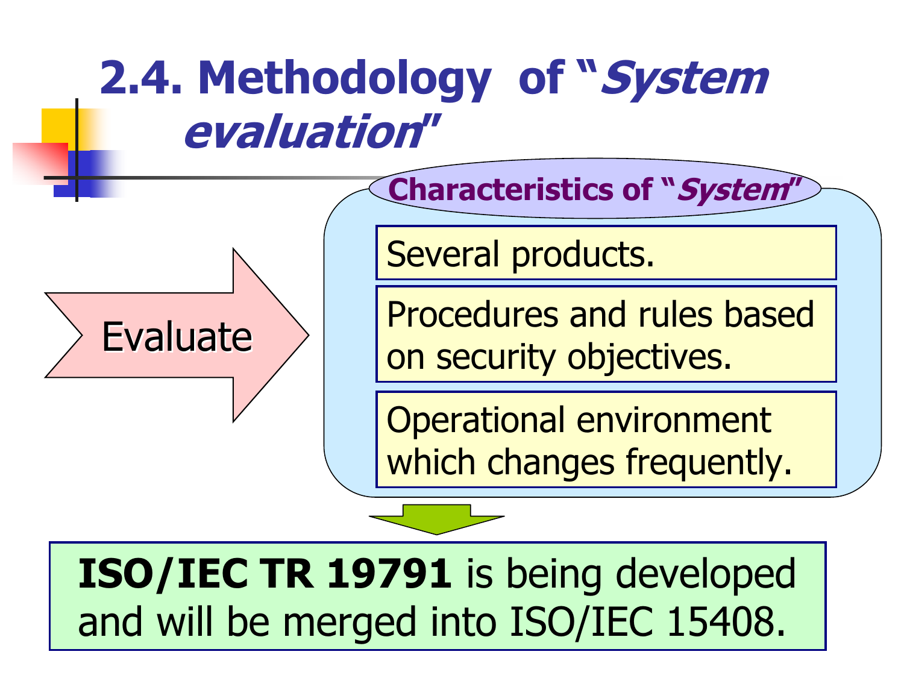# 2.4. Methodology of "*System evaluation*"

Evaluate

**Characteristics of "*System*"**

- Several products.
- Procedures and rules based on security objectives.
- Operational environment which changes frequently.

**ISO/IEC TR 19791** is being developed and will be merged into ISO/IEC 15408.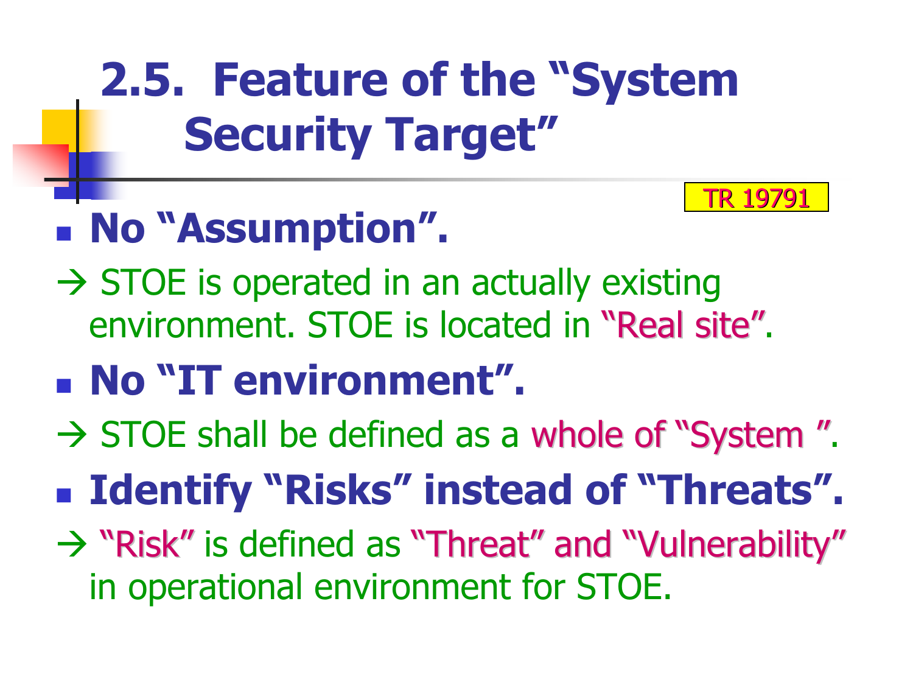# 2.5. Feature of the "System Security Target"

TR 19791

- **No "Assumption".**

→ STOE is operated in an actually existing environment. STOE is located in "Real site".

- **No "IT environment".**

→ STOE shall be defined as a whole of "System ".

- **Identify "Risks" instead of "Threats".**

→ "Risk" is defined as "Threat" and "Vulnerability" in operational environment for STOE.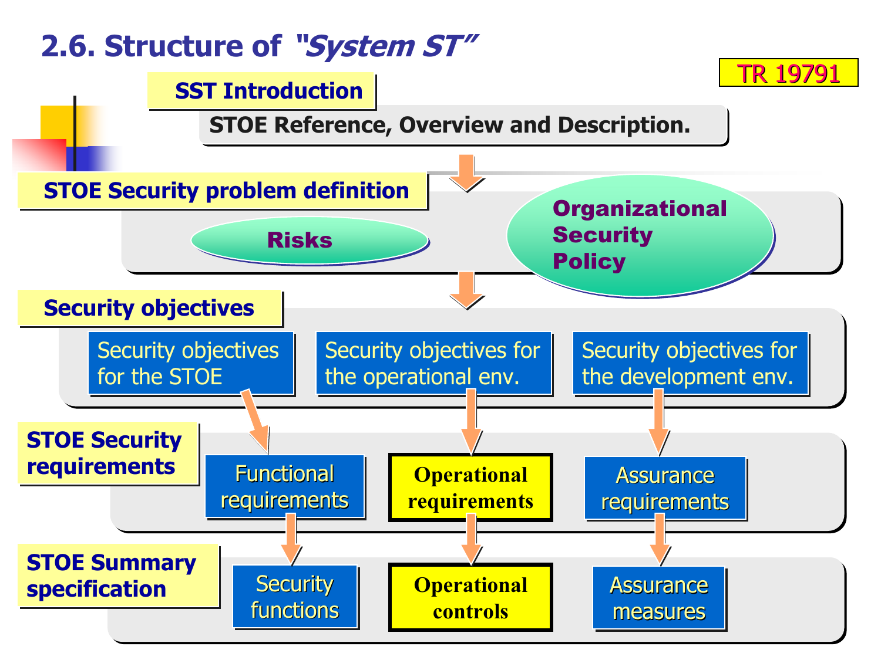# 2.6. Structure of *"System ST"*

TR 19791

**SST Introduction**

STOE Reference, Overview and Description.

**STOE Security problem definition**

- Risks
- Organizational Security Policy

**Security objectives**

- Security objectives for the STOE
- Security objectives for the operational env.
- Security objectives for the development env.

**STOE Security requirements**

- Functional requirements
- **Operational requirements**
- Assurance requirements

**STOE Summary specification**

- Security functions
- **Operational controls**
- Assurance measures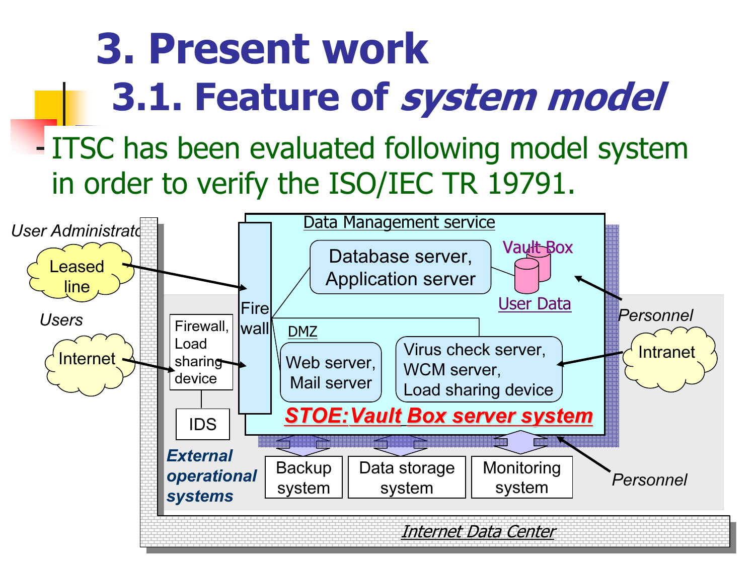# 3. Present work

## 3.1. Feature of *system model*

- ITSC has been evaluated following model system in order to verify the ISO/IEC TR 19791.

User Administrator

Leased line

Users

Internet

Firewall, Load sharing device

IDS

Fire wall

Data Management service

Database server, Application server

Vault Box

User Data

DMZ

Web server, Mail server

Virus check server, WCM server, Load sharing device

**STOE:Vault Box server system**

Personnel

Intranet

*External operational systems*

Backup system

Data storage system

Monitoring system

Personnel

*Internet Data Center*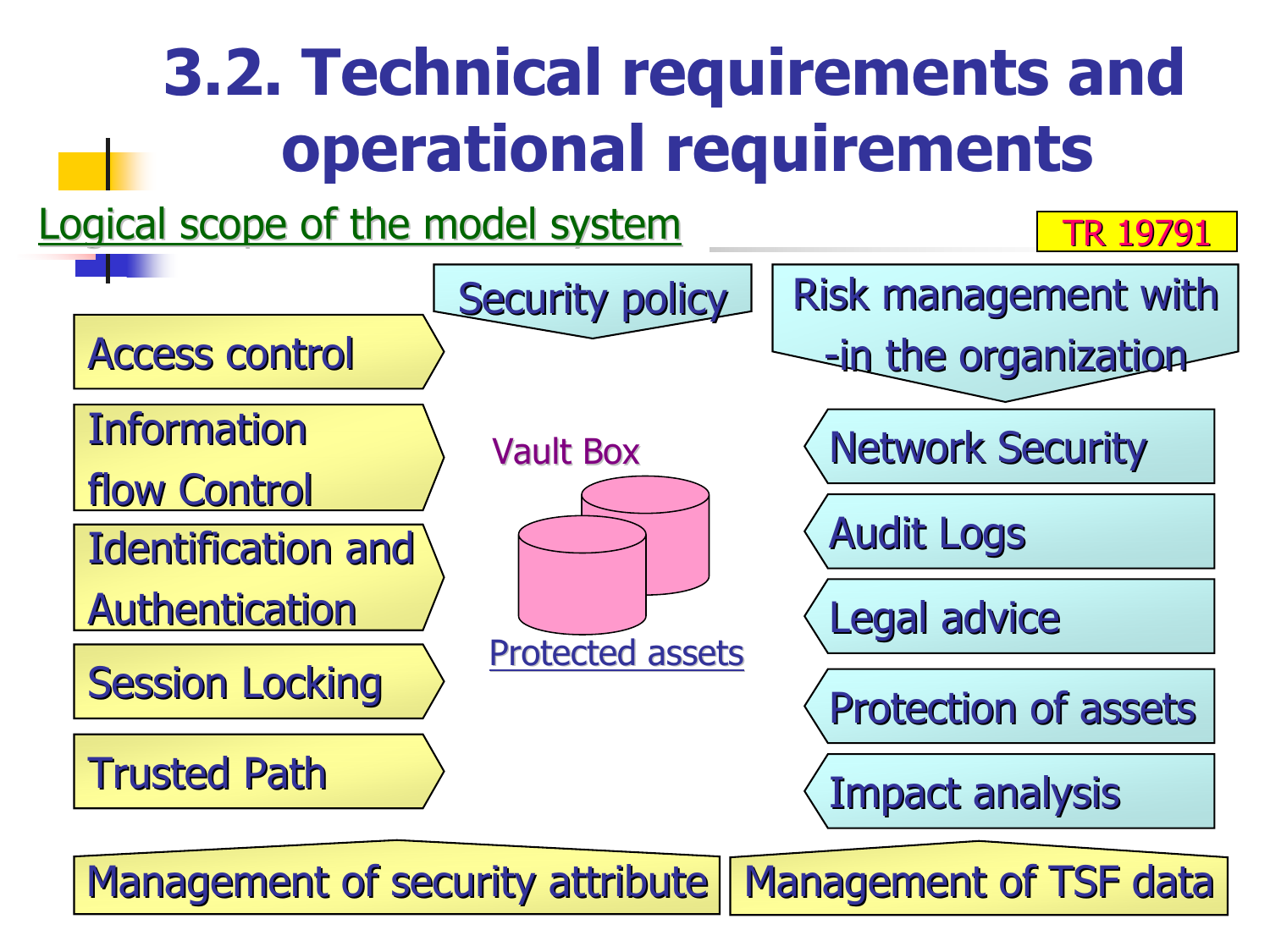# 3.2. Technical requirements and operational requirements

Logical scope of the model system

TR 19791

Security policy

Risk management within the organization

- Access control
- Information flow Control
- Identification and Authentication
- Session Locking
- Trusted Path

Vault Box

Protected assets

- Network Security
- Audit Logs
- Legal advice
- Protection of assets
- Impact analysis

Management of security attribute

Management of TSF data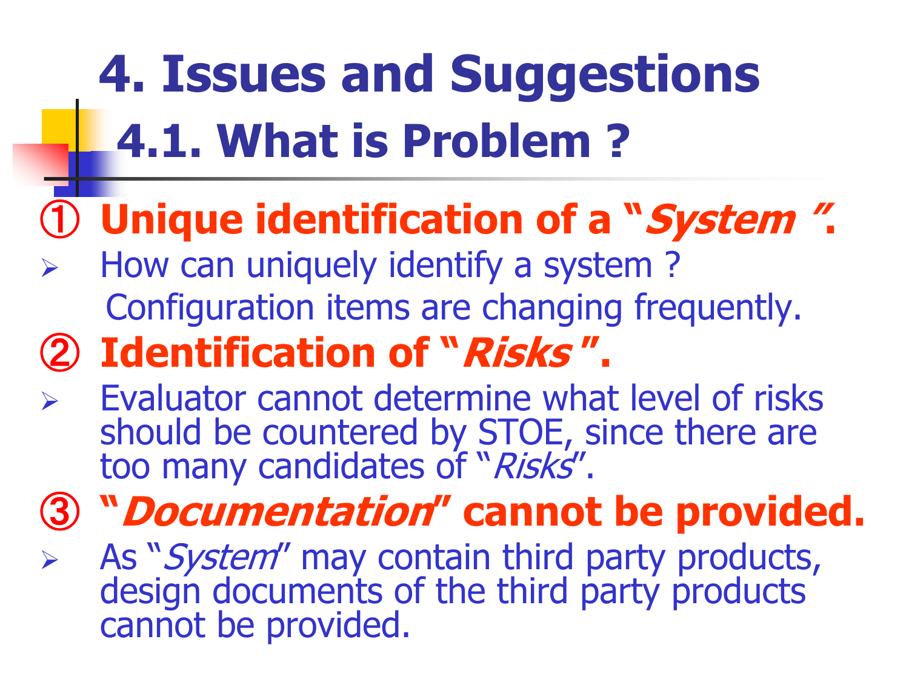# 4. Issues and Suggestions

## 4.1. What is Problem ?

### ① Unique identification of a "*System*".

- How can uniquely identify a system ?
  Configuration items are changing frequently.

### ② Identification of "*Risks*".

- Evaluator cannot determine what level of risks should be countered by STOE, since there are too many candidates of "*Risks*".

### ③ "*Documentation*" cannot be provided.

- As "*System*" may contain third party products, design documents of the third party products cannot be provided.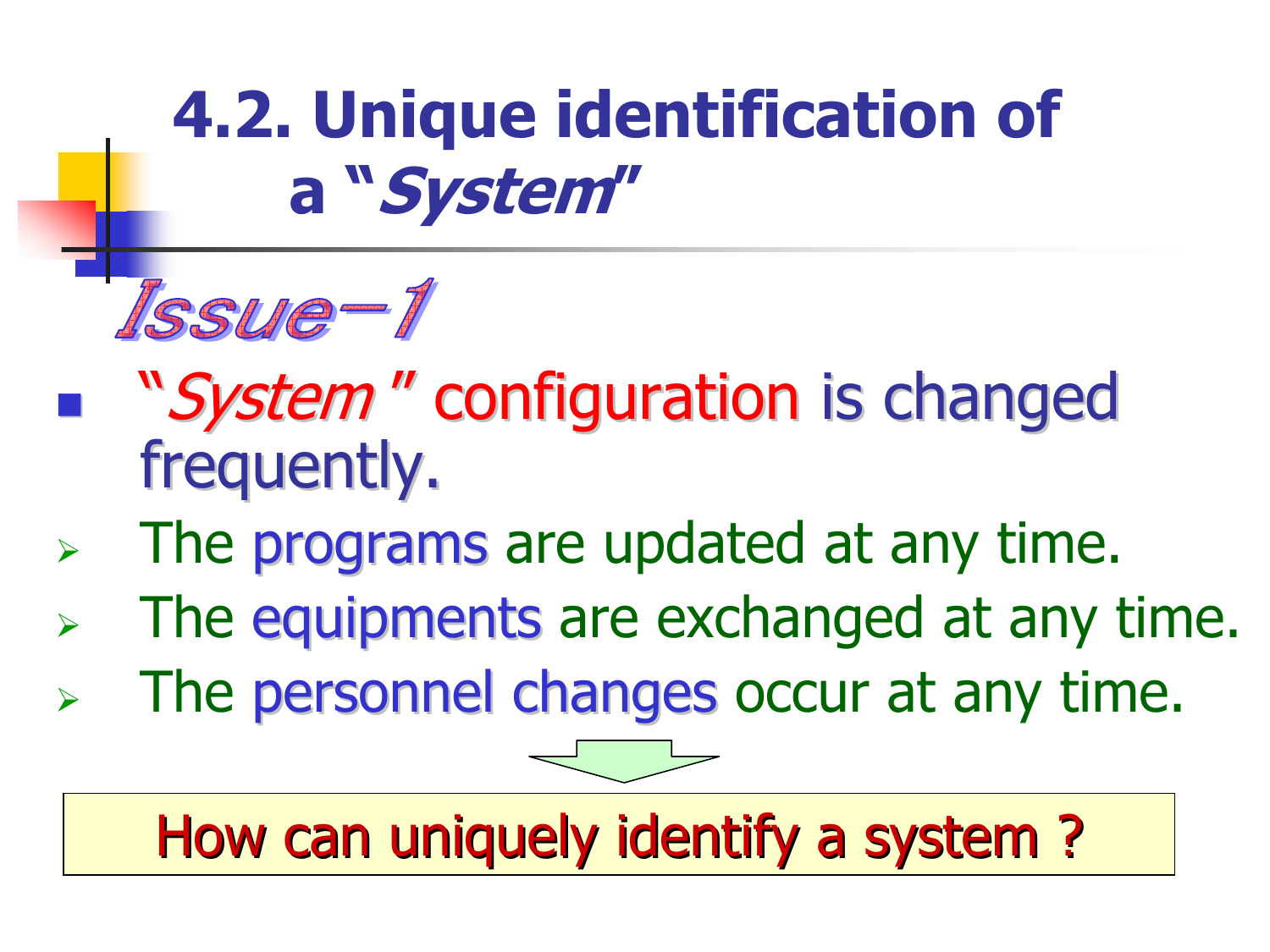# 4.2. Unique identification of a "*System*"

## Issue-1

- "*System*" configuration is changed frequently.
  - The programs are updated at any time.
  - The equipments are exchanged at any time.
  - The personnel changes occur at any time.

How can uniquely identify a system ?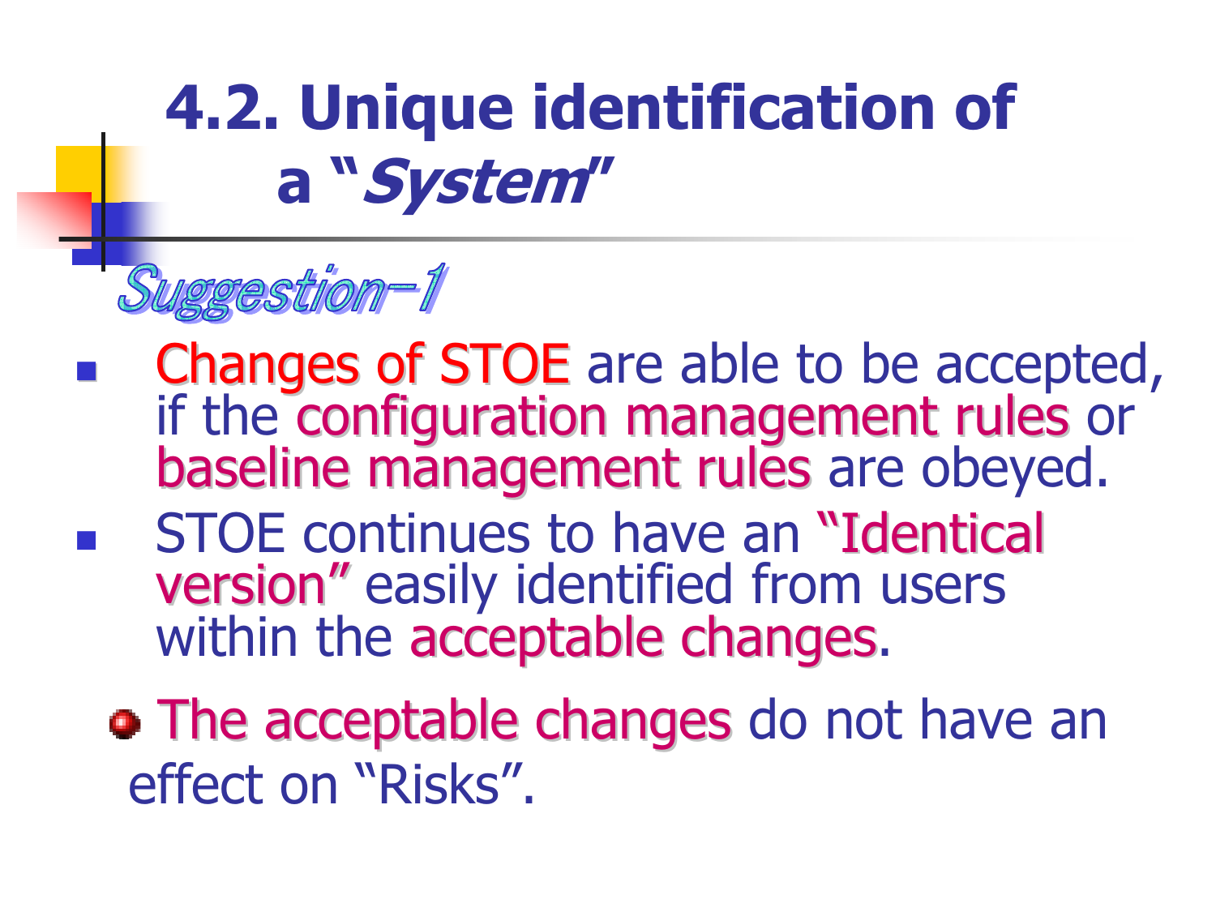# 4.2. Unique identification of a "*System*"

## Suggestion-1

- Changes of STOE are able to be accepted, if the configuration management rules or baseline management rules are obeyed.
- STOE continues to have an "Identical version" easily identified from users within the acceptable changes.

  - The acceptable changes do not have an effect on "Risks".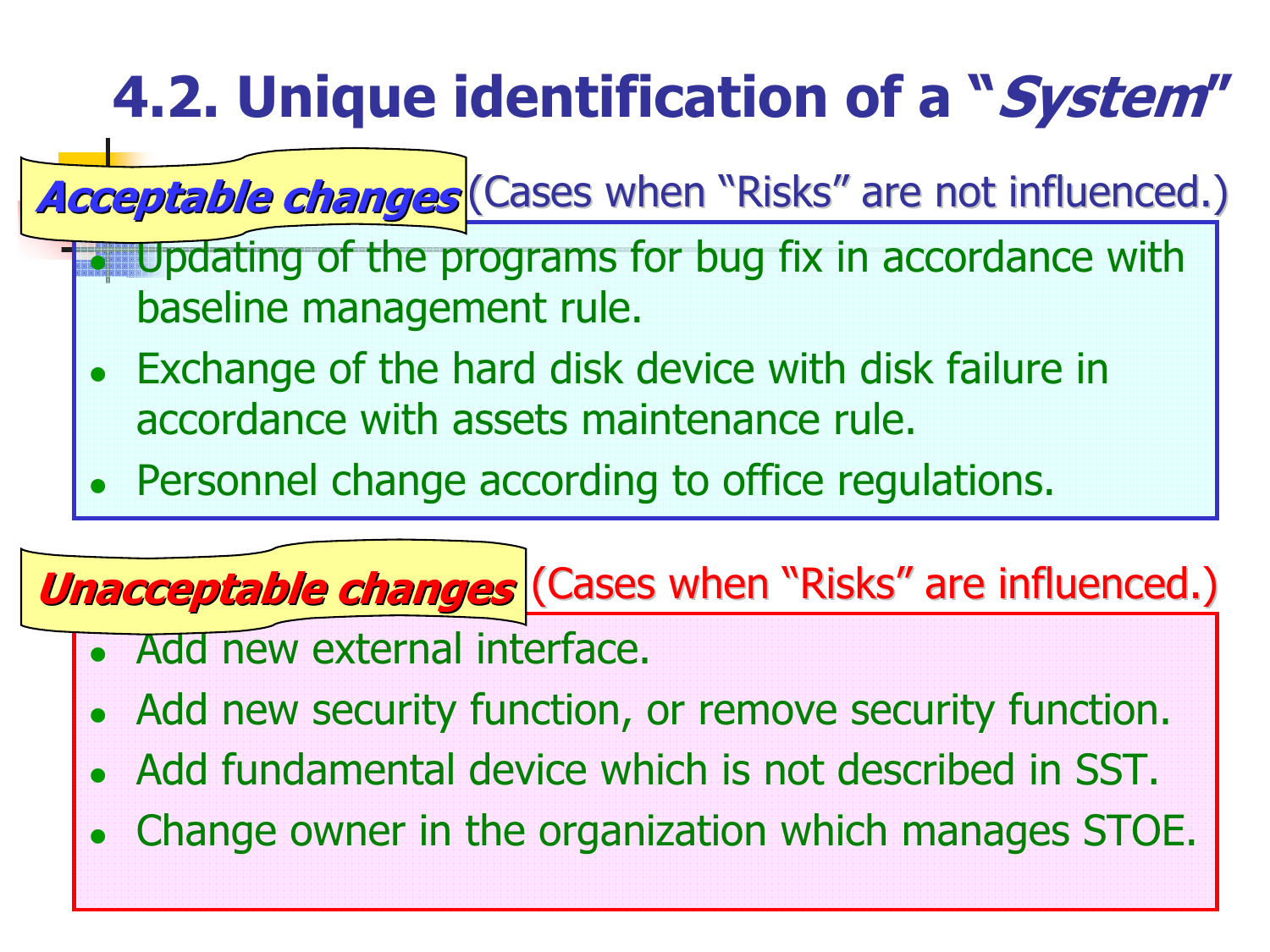# 4.2. Unique identification of a "*System*"

***Acceptable changes*** (Cases when "Risks" are not influenced.)

- Updating of the programs for bug fix in accordance with baseline management rule.
- Exchange of the hard disk device with disk failure in accordance with assets maintenance rule.
- Personnel change according to office regulations.

***Unacceptable changes*** (Cases when "Risks" are influenced.)

- Add new external interface.
- Add new security function, or remove security function.
- Add fundamental device which is not described in SST.
- Change owner in the organization which manages STOE.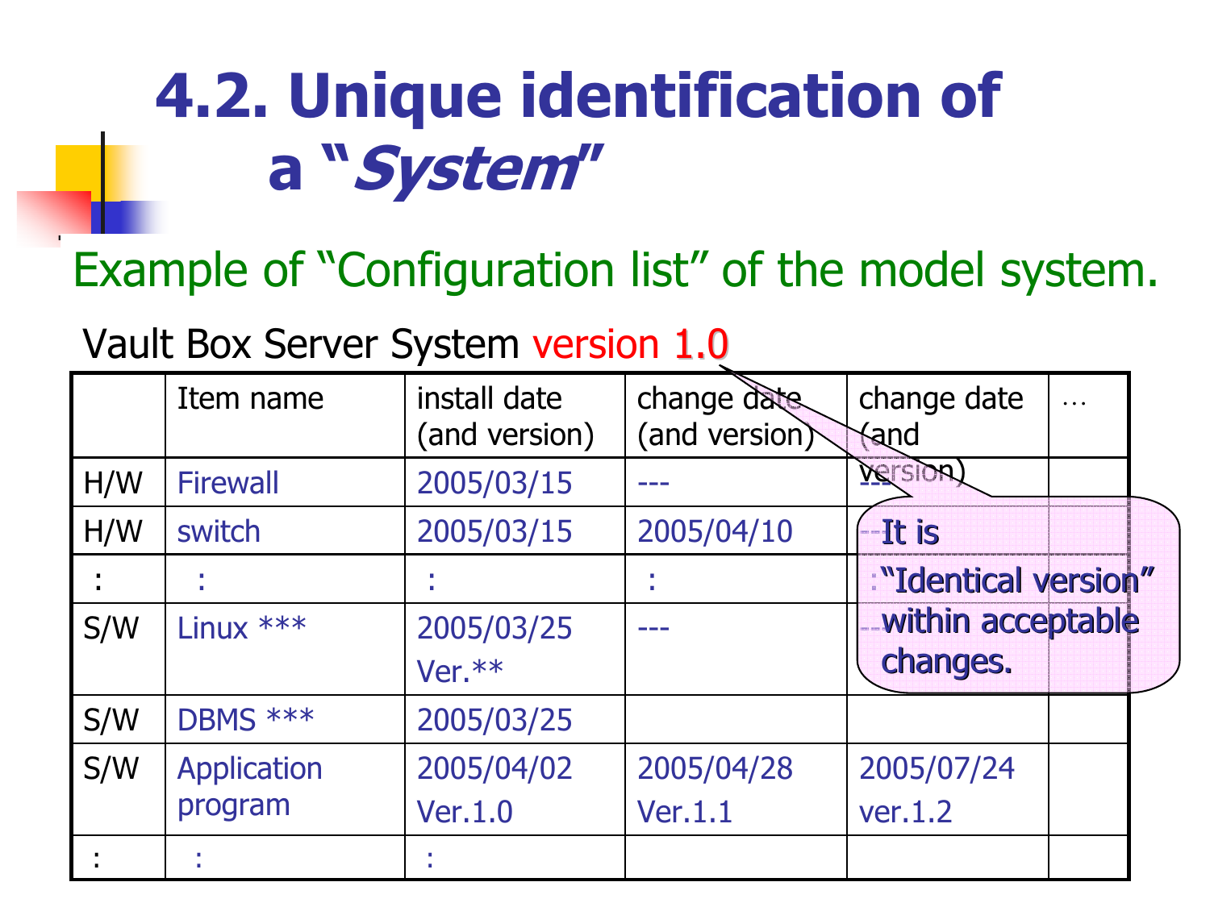# 4.2. Unique identification of a "*System*"

Example of "Configuration list" of the model system.

Vault Box Server System version 1.0

|  | Item name | install date (and version) | change date (and version) | change date (and version) | … |
|---|---|---|---|---|---|
| H/W | Firewall | 2005/03/15 | --- | --- |  |
| H/W | switch | 2005/03/15 | 2005/04/10 | --- |  |
| : | : | : | : | : |  |
| S/W | Linux *** | 2005/03/25 Ver.** | --- | --- |  |
| S/W | DBMS *** | 2005/03/25 |  |  |  |
| S/W | Application program | 2005/04/02 Ver.1.0 | 2005/04/28 Ver.1.1 | 2005/07/24 ver.1.2 |  |
| : | : | : |  |  |  |

It is "Identical version" within acceptable changes.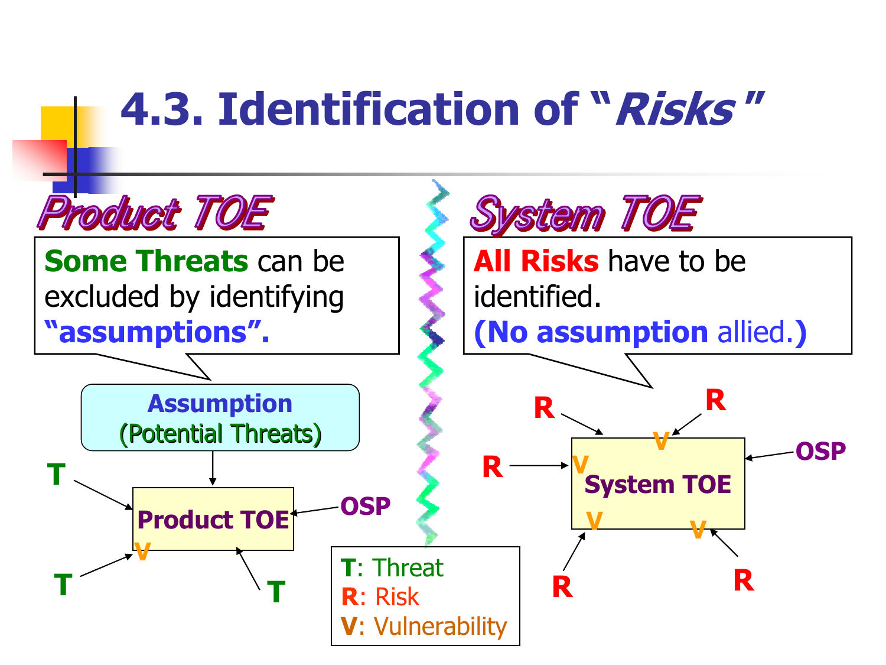# 4.3. Identification of "*Risks*"

## *Product TOE*

**Some Threats** can be excluded by identifying **"assumptions".**

**Assumption**
(Potential Threats)

T
T
T
**Product TOE**
V
OSP

## *System TOE*

**All Risks** have to be identified.
**(No assumption** allied.**)**

R
R
R
R
R
**System TOE**
V
V
V
V
OSP

**T**: Threat
**R**: Risk
**V**: Vulnerability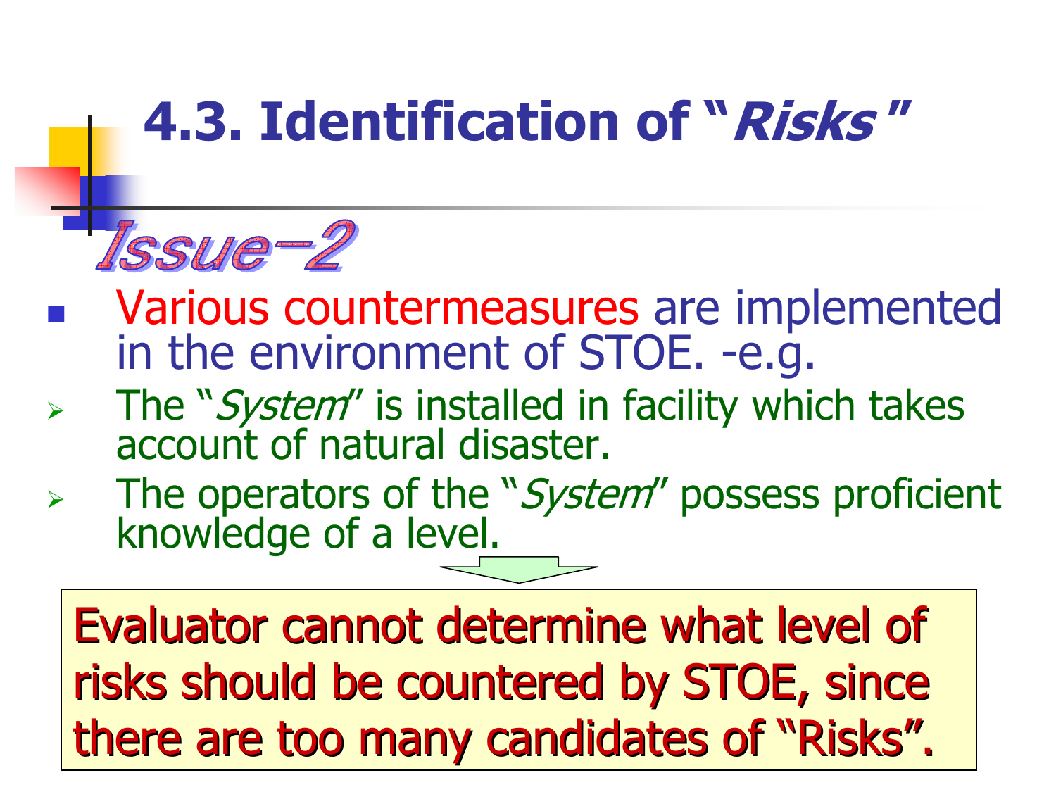# 4.3. Identification of "*Risks*"

**Issue-2**

- Various countermeasures are implemented in the environment of STOE. -e.g.
  - The "*System*" is installed in facility which takes account of natural disaster.
  - The operators of the "*System*" possess proficient knowledge of a level.

Evaluator cannot determine what level of risks should be countered by STOE, since there are too many candidates of "Risks".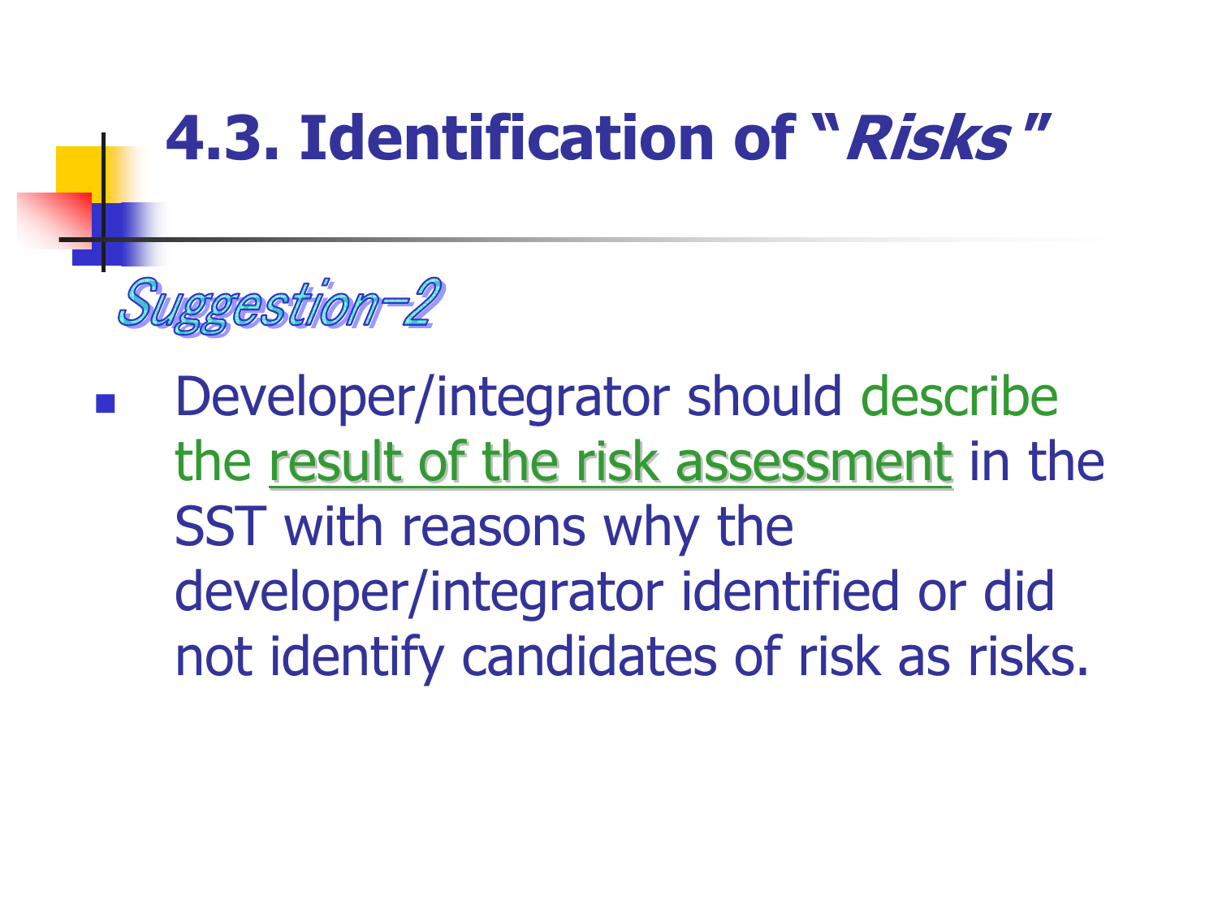# 4.3. Identification of "*Risks*"

**Suggestion-2**

- Developer/integrator should describe the result of the risk assessment in the SST with reasons why the developer/integrator identified or did not identify candidates of risk as risks.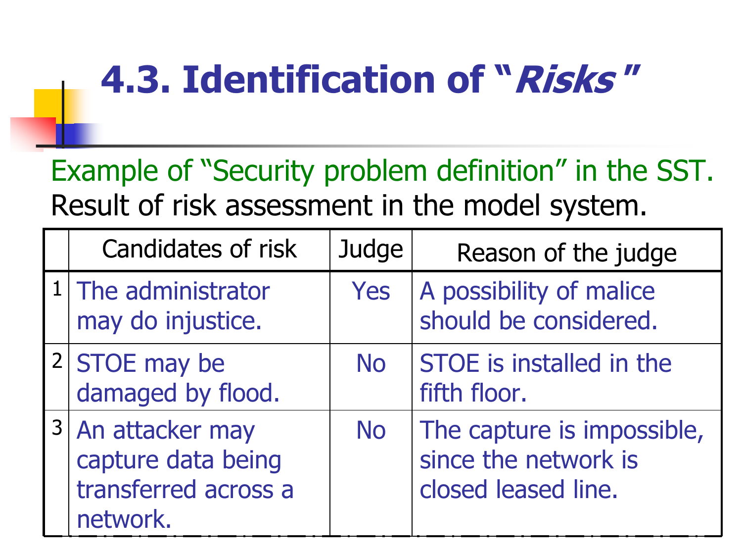# 4.3. Identification of "*Risks*"

Example of "Security problem definition" in the SST.

Result of risk assessment in the model system.

| | Candidates of risk | Judge | Reason of the judge |
|---|---|---|---|
| 1 | The administrator may do injustice. | Yes | A possibility of malice should be considered. |
| 2 | STOE may be damaged by flood. | No | STOE is installed in the fifth floor. |
| 3 | An attacker may capture data being transferred across a network. | No | The capture is impossible, since the network is closed leased line. |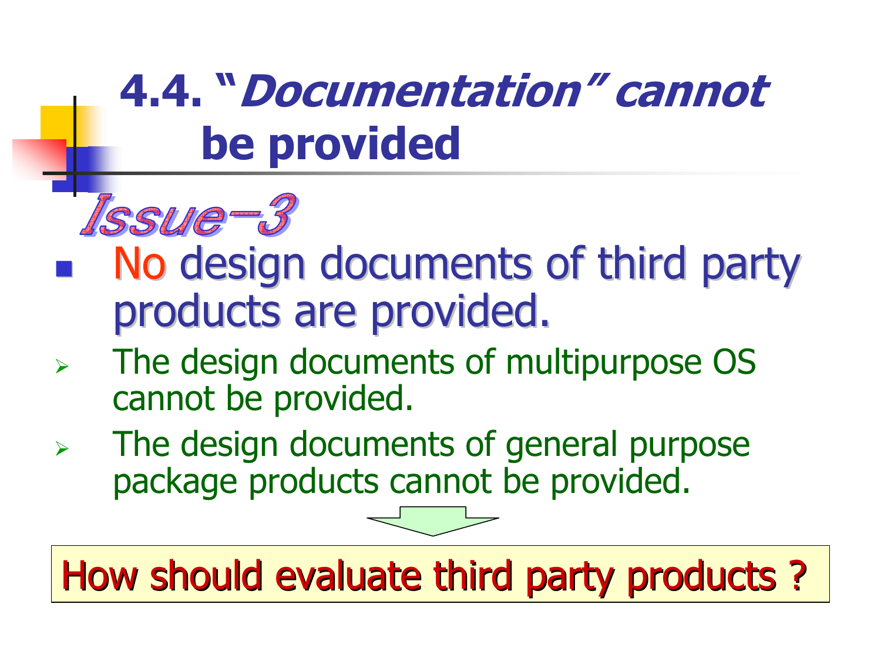# 4.4. "*Documentation*" *cannot* be provided

*Issue-3*

- No design documents of third party products are provided.
  - The design documents of multipurpose OS cannot be provided.
  - The design documents of general purpose package products cannot be provided.

How should evaluate third party products ?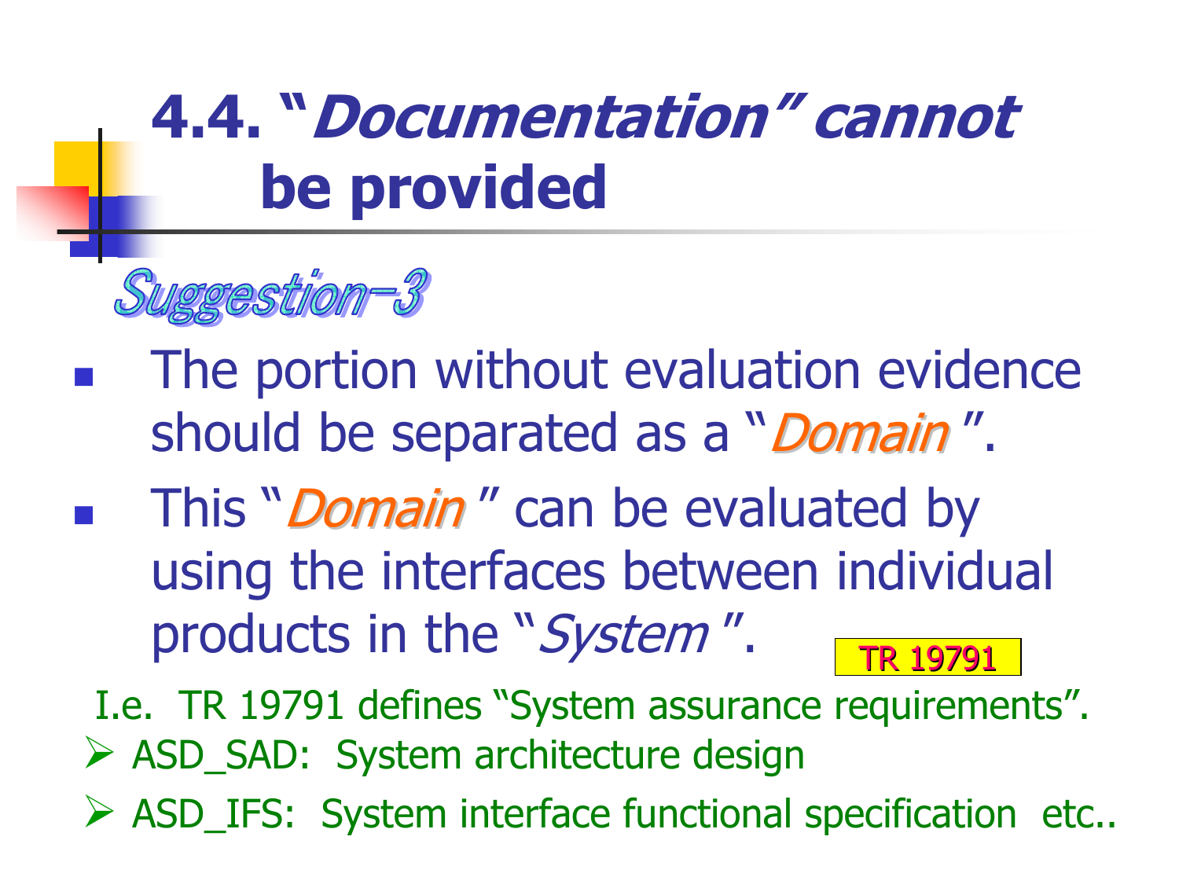# 4.4. "*Documentation*" cannot be provided

**Suggestion-3**

- The portion without evaluation evidence should be separated as a "*Domain*".
- This "*Domain*" can be evaluated by using the interfaces between individual products in the "*System*".

TR 19791

I.e. TR 19791 defines "System assurance requirements".

- ASD_SAD: System architecture design
- ASD_IFS: System interface functional specification etc..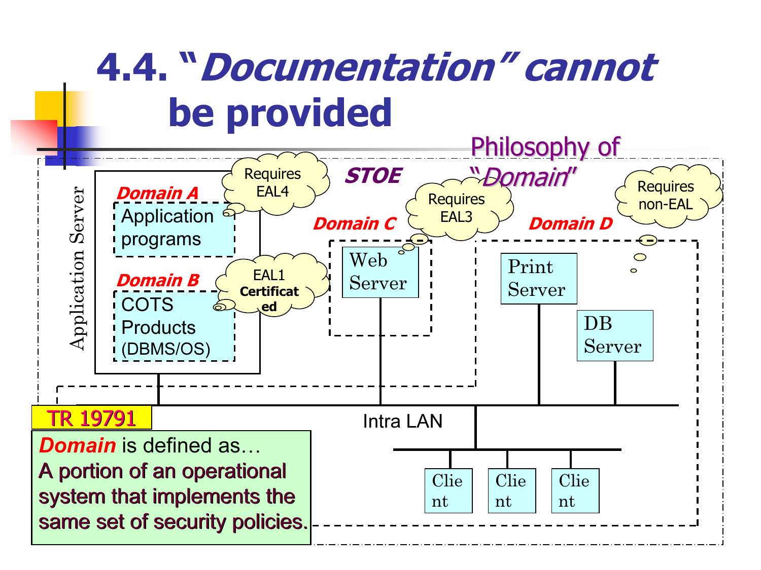# 4.4. "*Documentation*" cannot be provided

Philosophy of "*Domain*"

**STOE**

Application Server

***Domain A***

Application programs

Requires EAL4

***Domain B***

COTS Products (DBMS/OS)

EAL1 **Certificated**

***Domain C***

Web Server

Requires EAL3

***Domain D***

Print Server

DB Server

Requires non-EAL

Intra LAN

Client

Client

Client

**TR 19791**

***Domain*** is defined as…
A portion of an operational system that implements the same set of security policies.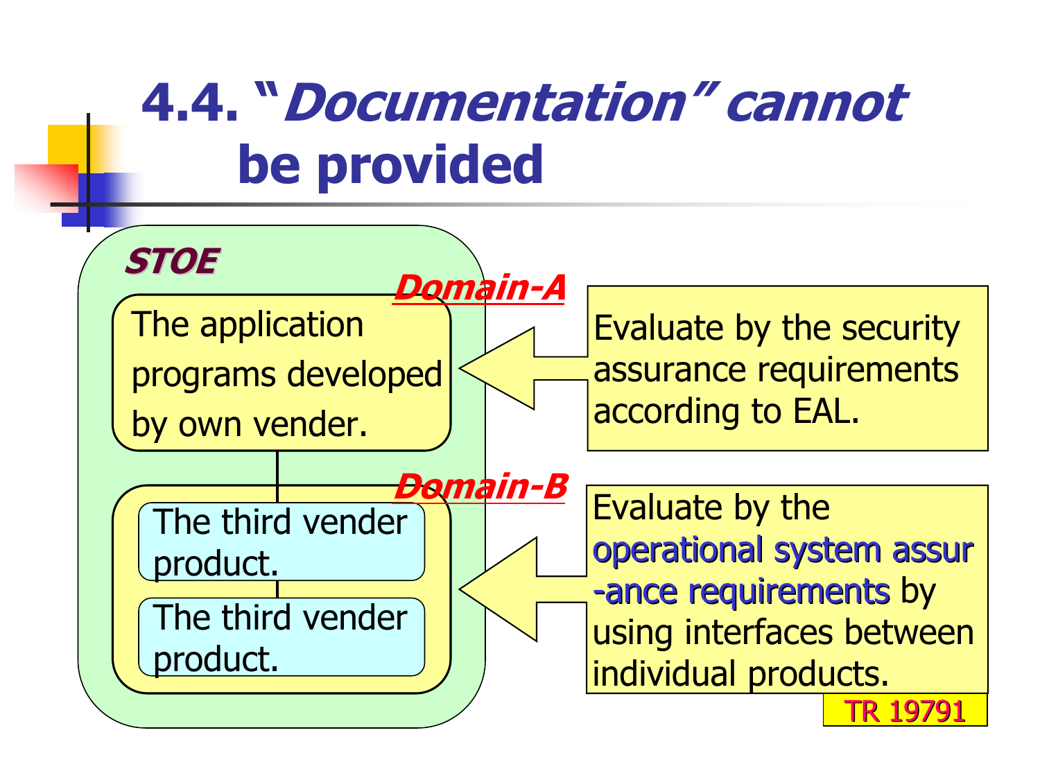# 4.4. "*Documentation*" cannot be provided

**STOE**

***Domain-A***

The application programs developed by own vender.

***Domain-B***

The third vender product.

The third vender product.

Evaluate by the security assurance requirements according to EAL.

Evaluate by the operational system assur-ance requirements by using interfaces between individual products.

TR 19791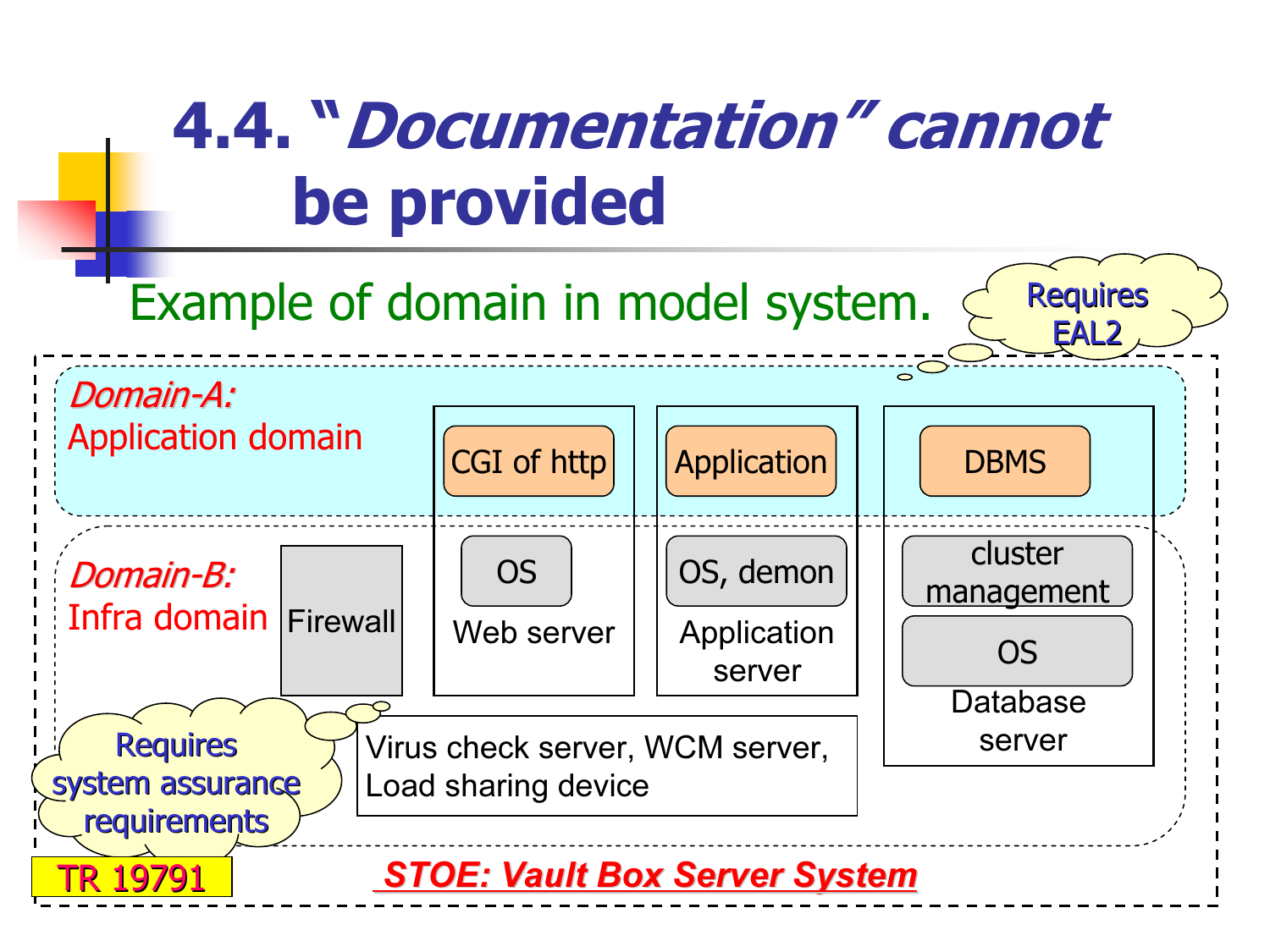# 4.4. "*Documentation*" cannot be provided

Example of domain in model system.

Requires EAL2

*Domain-A:*
Application domain

CGI of http

Application

DBMS

*Domain-B:*
Infra domain

Firewall

OS

Web server

OS, demon

Application server

cluster management

OS

Database server

Virus check server, WCM server, Load sharing device

Requires system assurance requirements

TR 19791

***STOE: Vault Box Server System***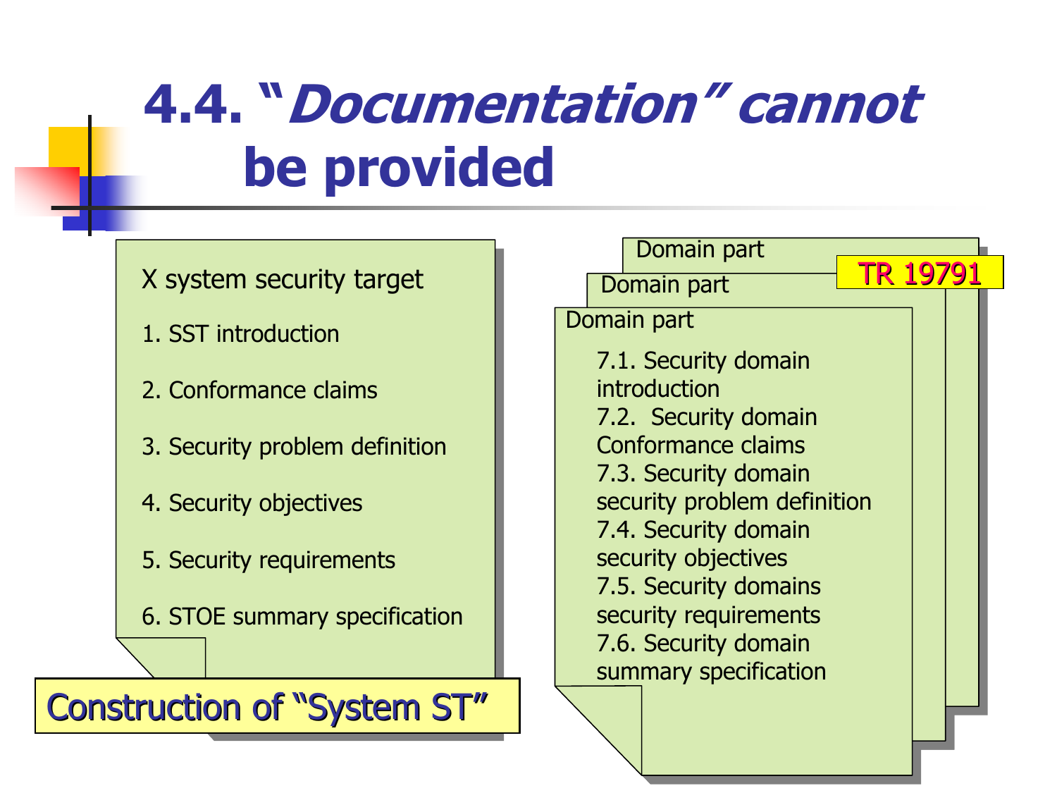# 4.4. "*Documentation*" cannot be provided

X system security target

1. SST introduction
2. Conformance claims
3. Security problem definition
4. Security objectives
5. Security requirements
6. STOE summary specification

**Construction of "System ST"**

Domain part

Domain part

Domain part

**TR 19791**

7.1. Security domain introduction
7.2. Security domain Conformance claims
7.3. Security domain security problem definition
7.4. Security domain security objectives
7.5. Security domains security requirements
7.6. Security domain summary specification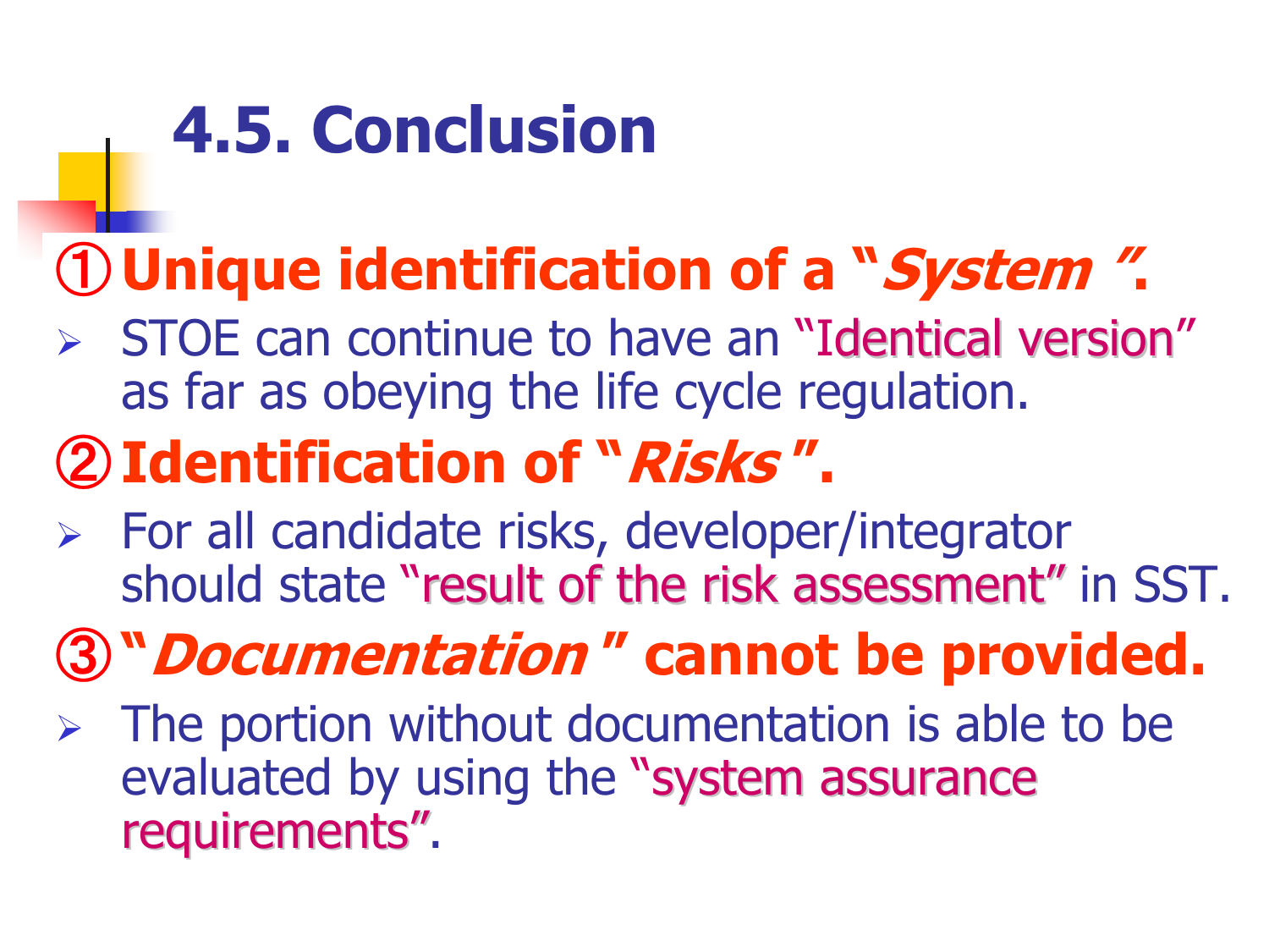# 4.5. Conclusion

## ① **Unique identification of a "*System*".**

- STOE can continue to have an "Identical version" as far as obeying the life cycle regulation.

## ② **Identification of "*Risks*".**

- For all candidate risks, developer/integrator should state "result of the risk assessment" in SST.

## ③ **"*Documentation*" cannot be provided.**

- The portion without documentation is able to be evaluated by using the "system assurance requirements".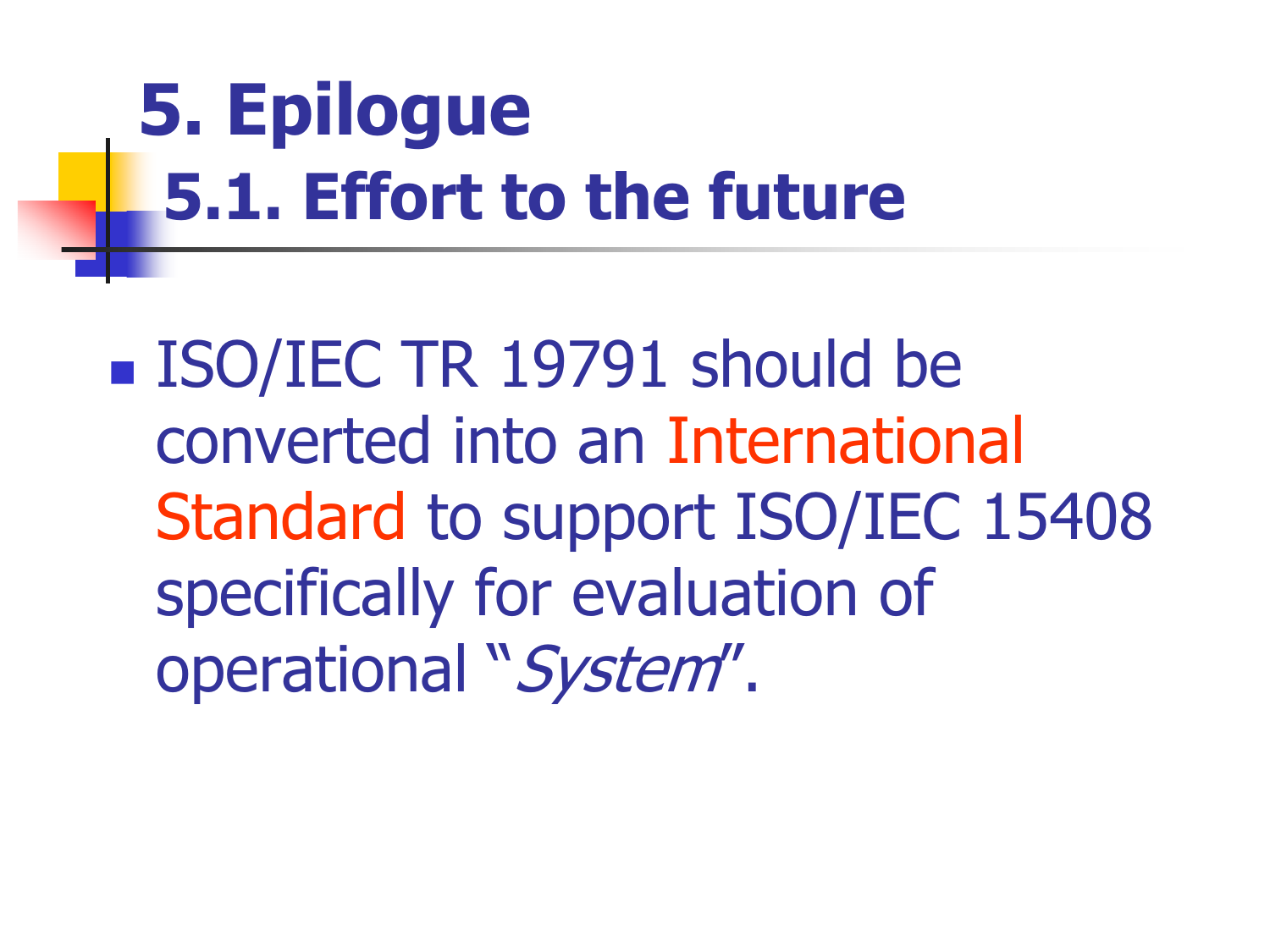# 5. Epilogue

## 5.1. Effort to the future

- ISO/IEC TR 19791 should be converted into an International Standard to support ISO/IEC 15408 specifically for evaluation of operational "*System*".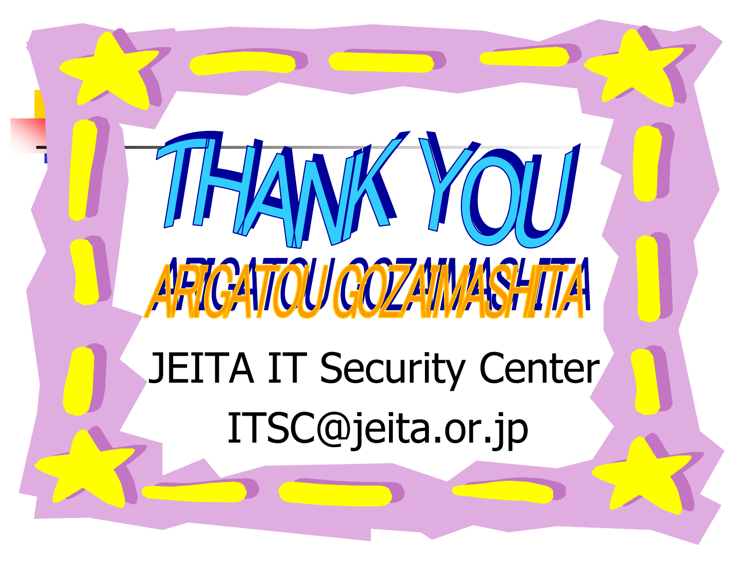# THANK YOU

## ARIGATOU GOZAIMASHITA

JEITA IT Security Center

ITSC@jeita.or.jp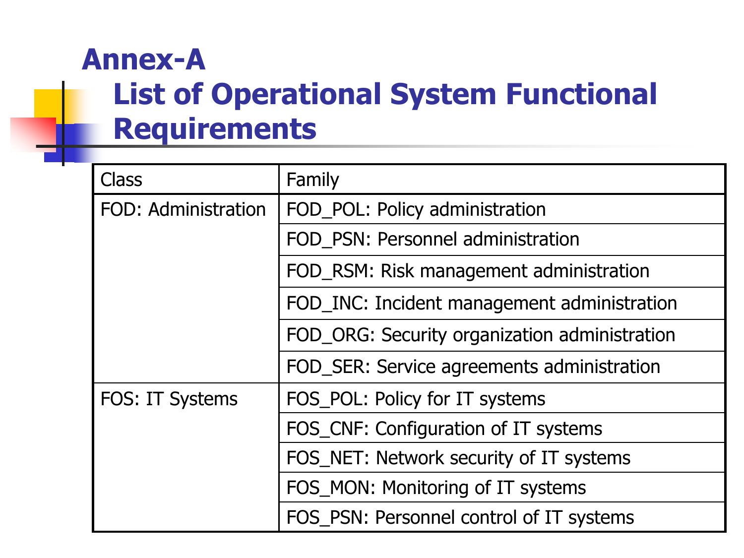# Annex-A
## List of Operational System Functional Requirements

| Class | Family |
| --- | --- |
| FOD: Administration | FOD_POL: Policy administration |
| | FOD_PSN: Personnel administration |
| | FOD_RSM: Risk management administration |
| | FOD_INC: Incident management administration |
| | FOD_ORG: Security organization administration |
| | FOD_SER: Service agreements administration |
| FOS: IT Systems | FOS_POL: Policy for IT systems |
| | FOS_CNF: Configuration of IT systems |
| | FOS_NET: Network security of IT systems |
| | FOS_MON: Monitoring of IT systems |
| | FOS_PSN: Personnel control of IT systems |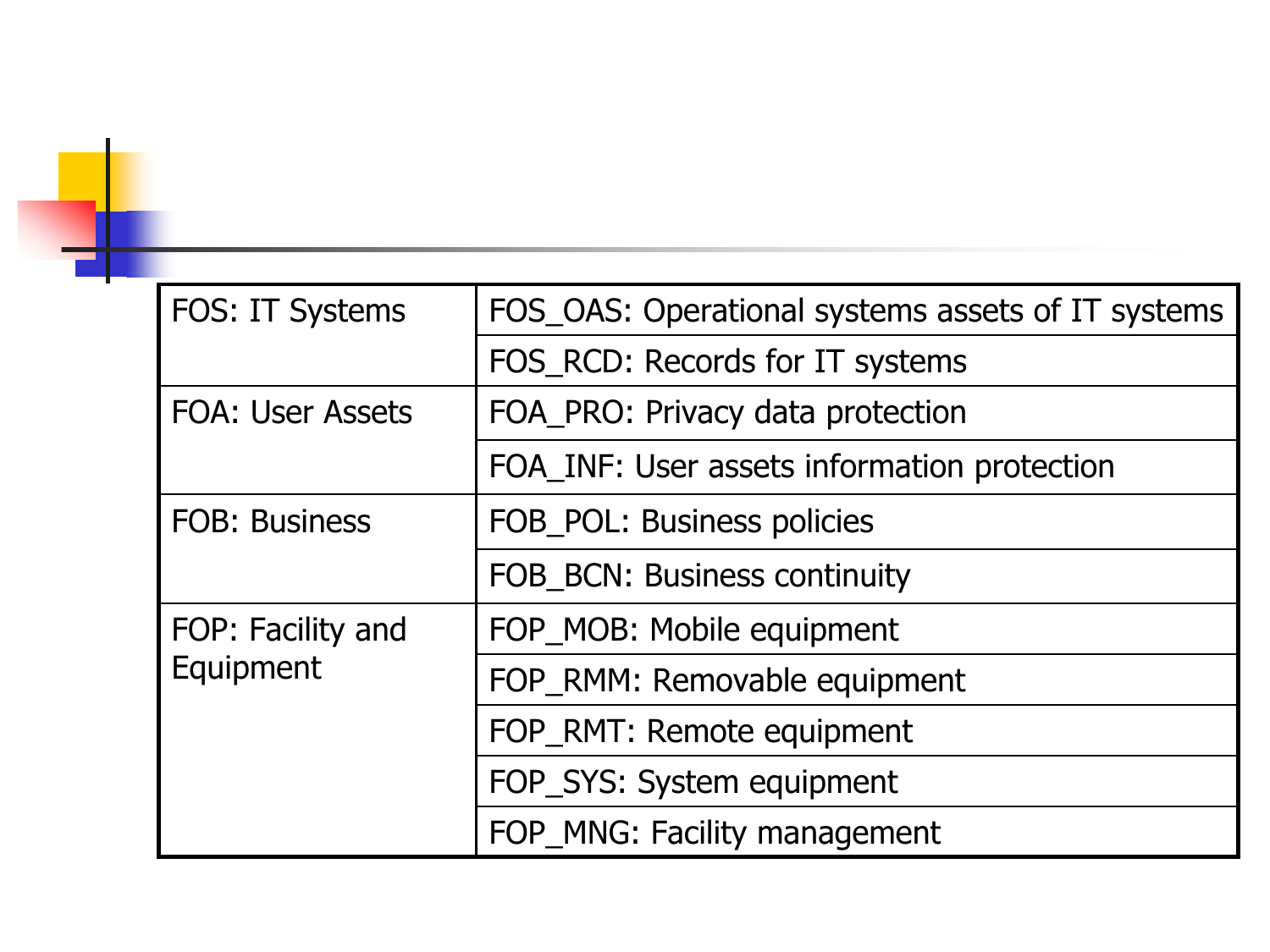| | |
|---|---|
| FOS: IT Systems | FOS_OAS: Operational systems assets of IT systems |
| | FOS_RCD: Records for IT systems |
| FOA: User Assets | FOA_PRO: Privacy data protection |
| | FOA_INF: User assets information protection |
| FOB: Business | FOB_POL: Business policies |
| | FOB_BCN: Business continuity |
| FOP: Facility and Equipment | FOP_MOB: Mobile equipment |
| | FOP_RMM: Removable equipment |
| | FOP_RMT: Remote equipment |
| | FOP_SYS: System equipment |
| | FOP_MNG: Facility management |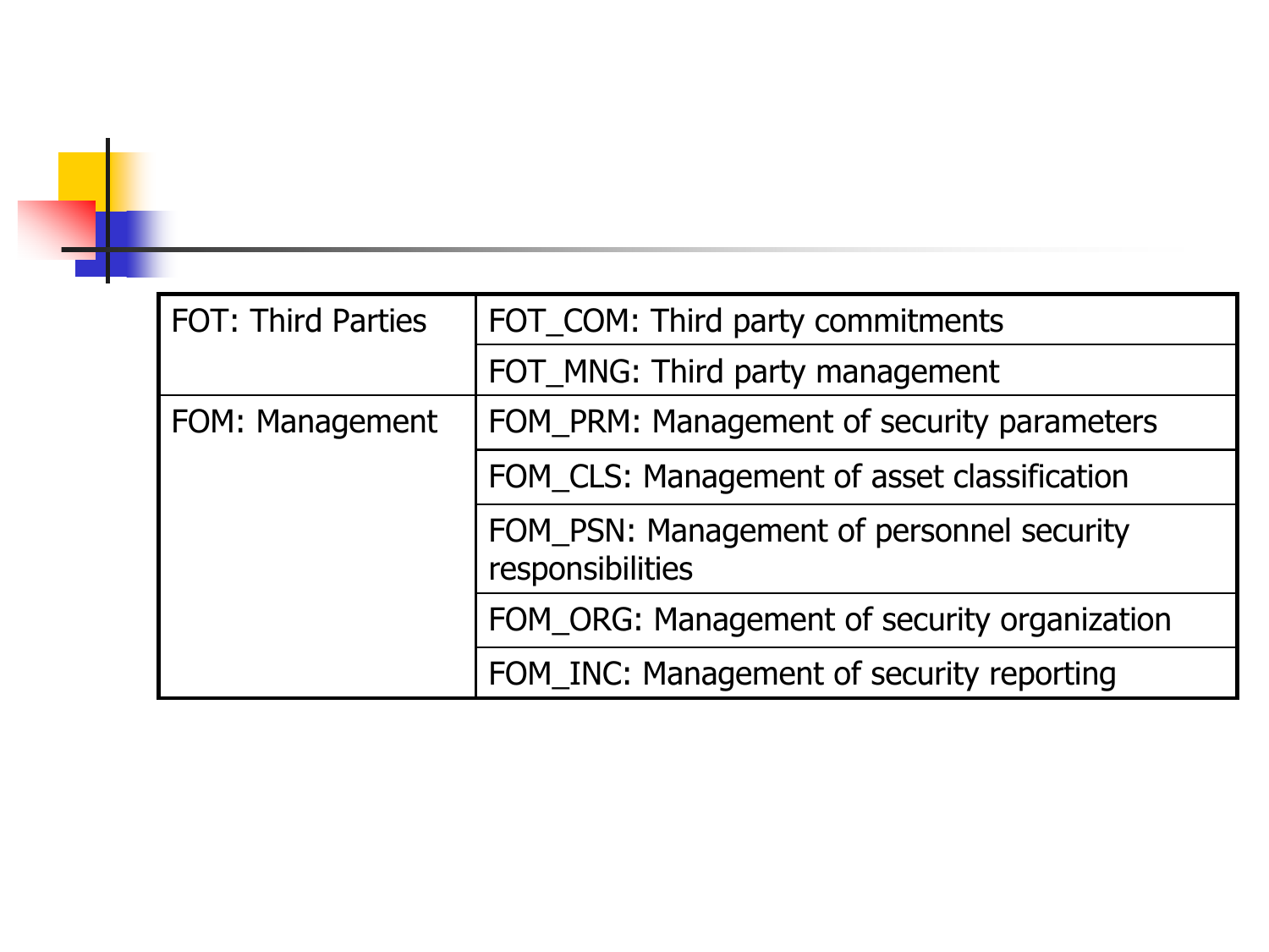| | |
|---|---|
| FOT: Third Parties | FOT_COM: Third party commitments |
| | FOT_MNG: Third party management |
| FOM: Management | FOM_PRM: Management of security parameters |
| | FOM_CLS: Management of asset classification |
| | FOM_PSN: Management of personnel security responsibilities |
| | FOM_ORG: Management of security organization |
| | FOM_INC: Management of security reporting |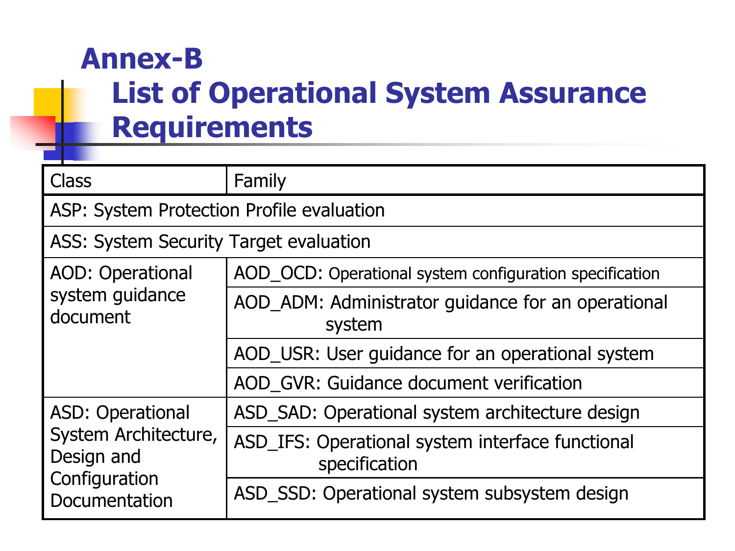# Annex-B
## List of Operational System Assurance Requirements

| Class | Family |
|---|---|
| ASP: System Protection Profile evaluation | |
| ASS: System Security Target evaluation | |
| AOD: Operational system guidance document | AOD_OCD: Operational system configuration specification |
| | AOD_ADM: Administrator guidance for an operational system |
| | AOD_USR: User guidance for an operational system |
| | AOD_GVR: Guidance document verification |
| ASD: Operational System Architecture, Design and Configuration Documentation | ASD_SAD: Operational system architecture design |
| | ASD_IFS: Operational system interface functional specification |
| | ASD_SSD: Operational system subsystem design |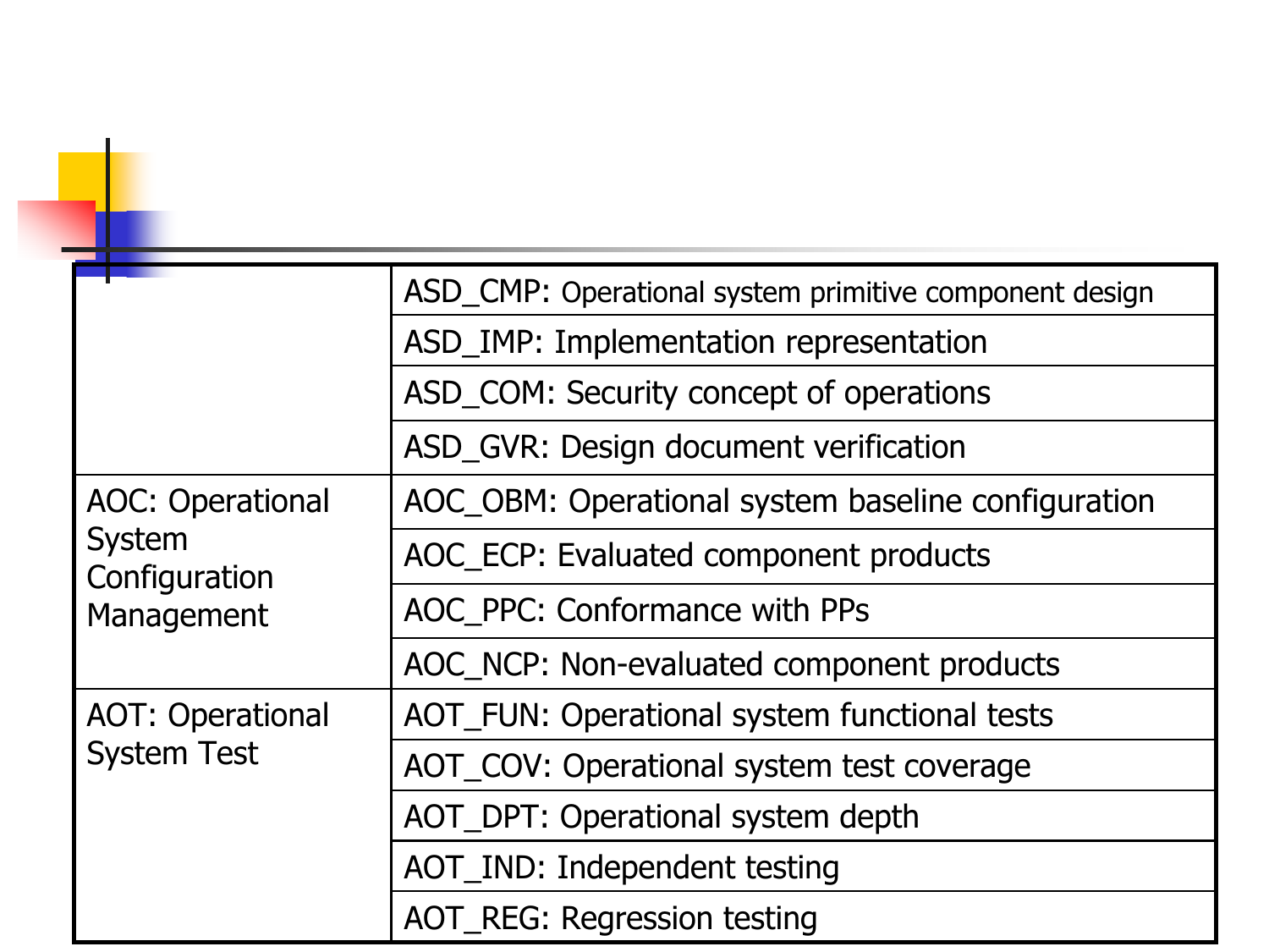| | |
|---|---|
| | ASD_CMP: Operational system primitive component design |
| | ASD_IMP: Implementation representation |
| | ASD_COM: Security concept of operations |
| | ASD_GVR: Design document verification |
| AOC: Operational System Configuration Management | AOC_OBM: Operational system baseline configuration |
| | AOC_ECP: Evaluated component products |
| | AOC_PPC: Conformance with PPs |
| | AOC_NCP: Non-evaluated component products |
| AOT: Operational System Test | AOT_FUN: Operational system functional tests |
| | AOT_COV: Operational system test coverage |
| | AOT_DPT: Operational system depth |
| | AOT_IND: Independent testing |
| | AOT_REG: Regression testing |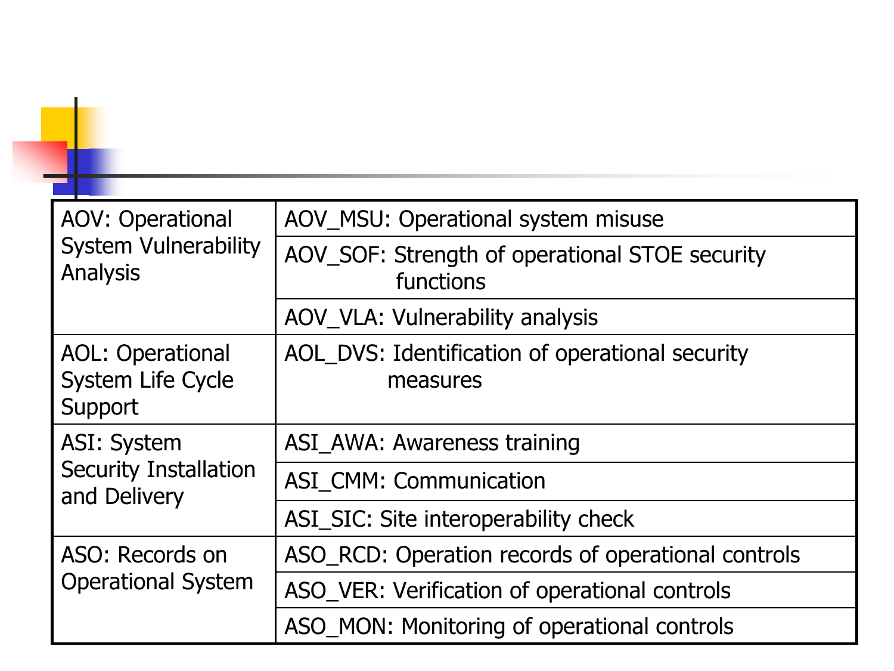| | |
|---|---|
| AOV: Operational System Vulnerability Analysis | AOV_MSU: Operational system misuse |
| | AOV_SOF: Strength of operational STOE security functions |
| | AOV_VLA: Vulnerability analysis |
| AOL: Operational System Life Cycle Support | AOL_DVS: Identification of operational security measures |
| ASI: System Security Installation and Delivery | ASI_AWA: Awareness training |
| | ASI_CMM: Communication |
| | ASI_SIC: Site interoperability check |
| ASO: Records on Operational System | ASO_RCD: Operation records of operational controls |
| | ASO_VER: Verification of operational controls |
| | ASO_MON: Monitoring of operational controls |